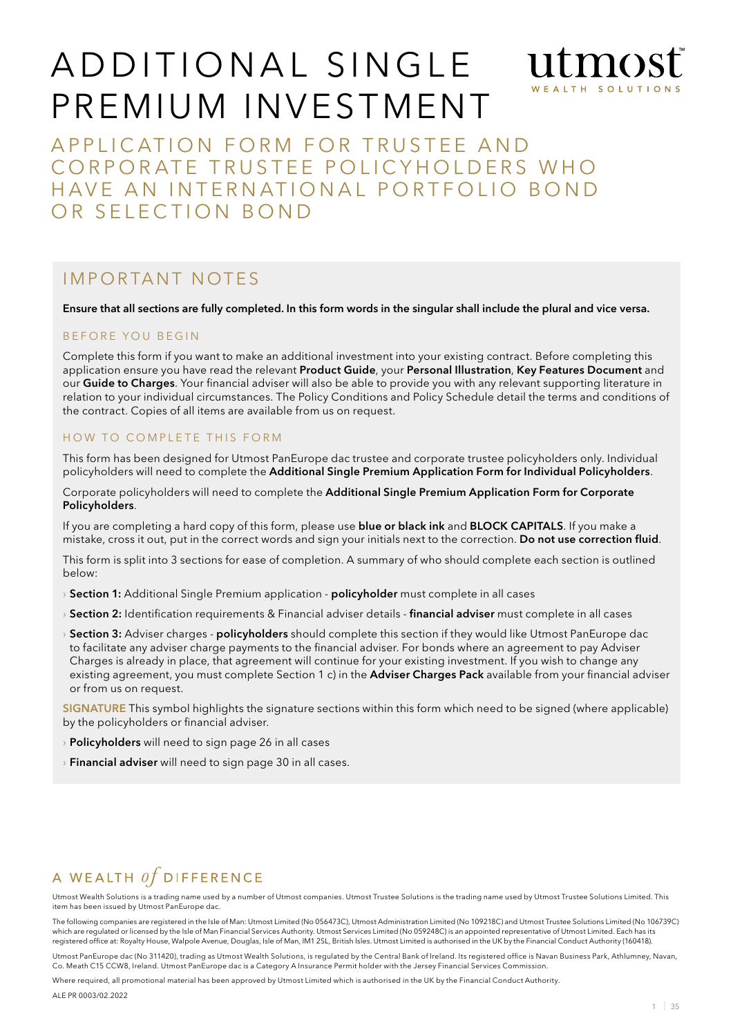# ADDITIONAL SINGLE PREMIUM INVESTMENT

utmost
WEALTH SOLUTIONS

## APPLICATION FORM FOR TRUSTEE AND CORPORATE TRUSTEE POLICYHOLDERS WHO HAVE AN INTERNATIONAL PORTFOLIO BOND OR SELECTION BOND

## IMPORTANT NOTES

**Ensure that all sections are fully completed. In this form words in the singular shall include the plural and vice versa.**

### BEFORE YOU BEGIN

Complete this form if you want to make an additional investment into your existing contract. Before completing this application ensure you have read the relevant **Product Guide**, your **Personal Illustration**, **Key Features Document** and our **Guide to Charges**. Your financial adviser will also be able to provide you with any relevant supporting literature in relation to your individual circumstances. The Policy Conditions and Policy Schedule detail the terms and conditions of the contract. Copies of all items are available from us on request.

### HOW TO COMPLETE THIS FORM

This form has been designed for Utmost PanEurope dac trustee and corporate trustee policyholders only. Individual policyholders will need to complete the **Additional Single Premium Application Form for Individual Policyholders**.

Corporate policyholders will need to complete the **Additional Single Premium Application Form for Corporate Policyholders**.

If you are completing a hard copy of this form, please use **blue or black ink** and **BLOCK CAPITALS**. If you make a mistake, cross it out, put in the correct words and sign your initials next to the correction. **Do not use correction fluid**.

This form is split into 3 sections for ease of completion. A summary of who should complete each section is outlined below:

- **Section 1:** Additional Single Premium application - **policyholder** must complete in all cases
- **Section 2:** Identification requirements & Financial adviser details - **financial adviser** must complete in all cases
- **Section 3:** Adviser charges - **policyholders** should complete this section if they would like Utmost PanEurope dac to facilitate any adviser charge payments to the financial adviser. For bonds where an agreement to pay Adviser Charges is already in place, that agreement will continue for your existing investment. If you wish to change any existing agreement, you must complete Section 1 c) in the **Adviser Charges Pack** available from your financial adviser or from us on request.

**SIGNATURE** This symbol highlights the signature sections within this form which need to be signed (where applicable) by the policyholders or financial adviser.

- **Policyholders** will need to sign page 26 in all cases
- **Financial adviser** will need to sign page 30 in all cases.

A WEALTH *of* DIFFERENCE

Utmost Wealth Solutions is a trading name used by a number of Utmost companies. Utmost Trustee Solutions is the trading name used by Utmost Trustee Solutions Limited. This item has been issued by Utmost PanEurope dac.

The following companies are registered in the Isle of Man: Utmost Limited (No 056473C), Utmost Administration Limited (No 109218C) and Utmost Trustee Solutions Limited (No 106739C) which are regulated or licensed by the Isle of Man Financial Services Authority. Utmost Services Limited (No 059248C) is an appointed representative of Utmost Limited. Each has its registered office at: Royalty House, Walpole Avenue, Douglas, Isle of Man, IM1 2SL, British Isles. Utmost Limited is authorised in the UK by the Financial Conduct Authority (160418).

Utmost PanEurope dac (No 311420), trading as Utmost Wealth Solutions, is regulated by the Central Bank of Ireland. Its registered office is Navan Business Park, Athlumney, Navan, Co. Meath C15 CCW8, Ireland. Utmost PanEurope dac is a Category A Insurance Permit holder with the Jersey Financial Services Commission.

Where required, all promotional material has been approved by Utmost Limited which is authorised in the UK by the Financial Conduct Authority.

ALE PR 0003/02.2022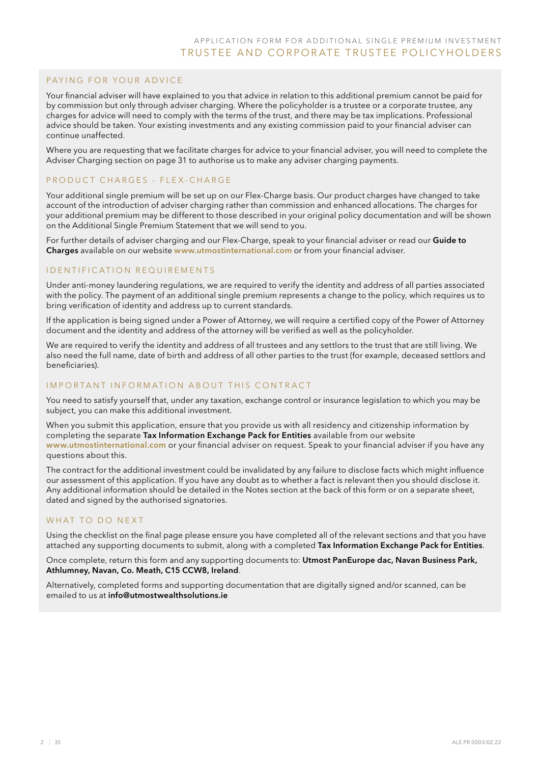## PAYING FOR YOUR ADVICE

Your financial adviser will have explained to you that advice in relation to this additional premium cannot be paid for by commission but only through adviser charging. Where the policyholder is a trustee or a corporate trustee, any charges for advice will need to comply with the terms of the trust, and there may be tax implications. Professional advice should be taken. Your existing investments and any existing commission paid to your financial adviser can continue unaffected.

Where you are requesting that we facilitate charges for advice to your financial adviser, you will need to complete the Adviser Charging section on page 31 to authorise us to make any adviser charging payments.

## PRODUCT CHARGES - FLEX-CHARGE

Your additional single premium will be set up on our Flex-Charge basis. Our product charges have changed to take account of the introduction of adviser charging rather than commission and enhanced allocations. The charges for your additional premium may be different to those described in your original policy documentation and will be shown on the Additional Single Premium Statement that we will send to you.

For further details of adviser charging and our Flex-Charge, speak to your financial adviser or read our **Guide to Charges** available on our website **www.utmostinternational.com** or from your financial adviser.

## IDENTIFICATION REQUIREMENTS

Under anti-money laundering regulations, we are required to verify the identity and address of all parties associated with the policy. The payment of an additional single premium represents a change to the policy, which requires us to bring verification of identity and address up to current standards.

If the application is being signed under a Power of Attorney, we will require a certified copy of the Power of Attorney document and the identity and address of the attorney will be verified as well as the policyholder.

We are required to verify the identity and address of all trustees and any settlors to the trust that are still living. We also need the full name, date of birth and address of all other parties to the trust (for example, deceased settlors and beneficiaries).

## IMPORTANT INFORMATION ABOUT THIS CONTRACT

You need to satisfy yourself that, under any taxation, exchange control or insurance legislation to which you may be subject, you can make this additional investment.

When you submit this application, ensure that you provide us with all residency and citizenship information by completing the separate **Tax Information Exchange Pack for Entities** available from our website **www.utmostinternational.com** or your financial adviser on request. Speak to your financial adviser if you have any questions about this.

The contract for the additional investment could be invalidated by any failure to disclose facts which might influence our assessment of this application. If you have any doubt as to whether a fact is relevant then you should disclose it. Any additional information should be detailed in the Notes section at the back of this form or on a separate sheet, dated and signed by the authorised signatories.

## WHAT TO DO NEXT

Using the checklist on the final page please ensure you have completed all of the relevant sections and that you have attached any supporting documents to submit, along with a completed **Tax Information Exchange Pack for Entities**.

Once complete, return this form and any supporting documents to: **Utmost PanEurope dac, Navan Business Park, Athlumney, Navan, Co. Meath, C15 CCW8, Ireland**.

Alternatively, completed forms and supporting documentation that are digitally signed and/or scanned, can be emailed to us at **info@utmostwealthsolutions.ie**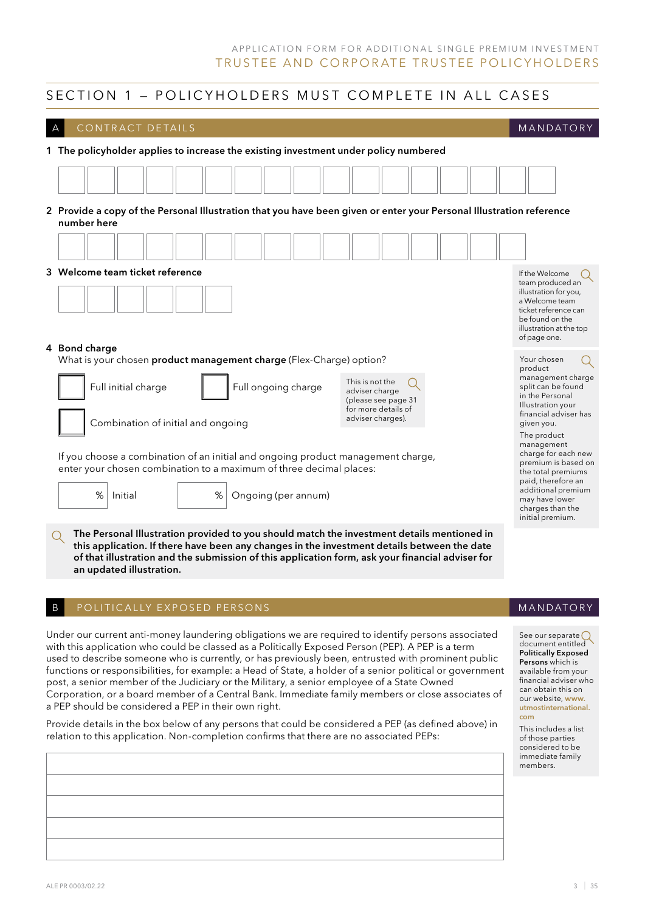APPLICATION FORM FOR ADDITIONAL SINGLE PREMIUM INVESTMENT
TRUSTEE AND CORPORATE TRUSTEE POLICYHOLDERS

# SECTION 1 – POLICYHOLDERS MUST COMPLETE IN ALL CASES

## A CONTRACT DETAILS — MANDATORY

**1 The policyholder applies to increase the existing investment under policy numbered**

| | | | | | | | | | | | | | | | | |
|---|---|---|---|---|---|---|---|---|---|---|---|---|---|---|---|---|

**2 Provide a copy of the Personal Illustration that you have been given or enter your Personal Illustration reference number here**

| | | | | | | | | | | | | | | | |
|---|---|---|---|---|---|---|---|---|---|---|---|---|---|---|---|

**3 Welcome team ticket reference**

| | | | | | |
|---|---|---|---|---|---|

If the Welcome team produced an illustration for you, a Welcome team ticket reference can be found on the illustration at the top of page one.

**4 Bond charge**

What is your chosen **product management charge** (Flex-Charge) option?

☐ Full initial charge ☐ Full ongoing charge

☐ Combination of initial and ongoing

This is not the adviser charge (please see page 31 for more details of adviser charges).

If you choose a combination of an initial and ongoing product management charge, enter your chosen combination to a maximum of three decimal places:

_____ % Initial _____ % Ongoing (per annum)

Your chosen product management charge split can be found in the Personal Illustration your financial adviser has given you.

The product management charge for each new premium is based on the total premiums paid, therefore an additional premium may have lower charges than the initial premium.

**The Personal Illustration provided to you should match the investment details mentioned in this application. If there have been any changes in the investment details between the date of that illustration and the submission of this application form, ask your financial adviser for an updated illustration.**

## B POLITICALLY EXPOSED PERSONS — MANDATORY

Under our current anti-money laundering obligations we are required to identify persons associated with this application who could be classed as a Politically Exposed Person (PEP). A PEP is a term used to describe someone who is currently, or has previously been, entrusted with prominent public functions or responsibilities, for example: a Head of State, a holder of a senior political or government post, a senior member of the Judiciary or the Military, a senior employee of a State Owned Corporation, or a board member of a Central Bank. Immediate family members or close associates of a PEP should be considered a PEP in their own right.

Provide details in the box below of any persons that could be considered a PEP (as defined above) in relation to this application. Non-completion confirms that there are no associated PEPs:

| |
|---|
| |
| |
| |
| |
| |

See our separate document entitled **Politically Exposed Persons** which is available from your financial adviser who can obtain this on our website, www.utmostinternational.com

This includes a list of those parties considered to be immediate family members.

ALE PR 0003/02.22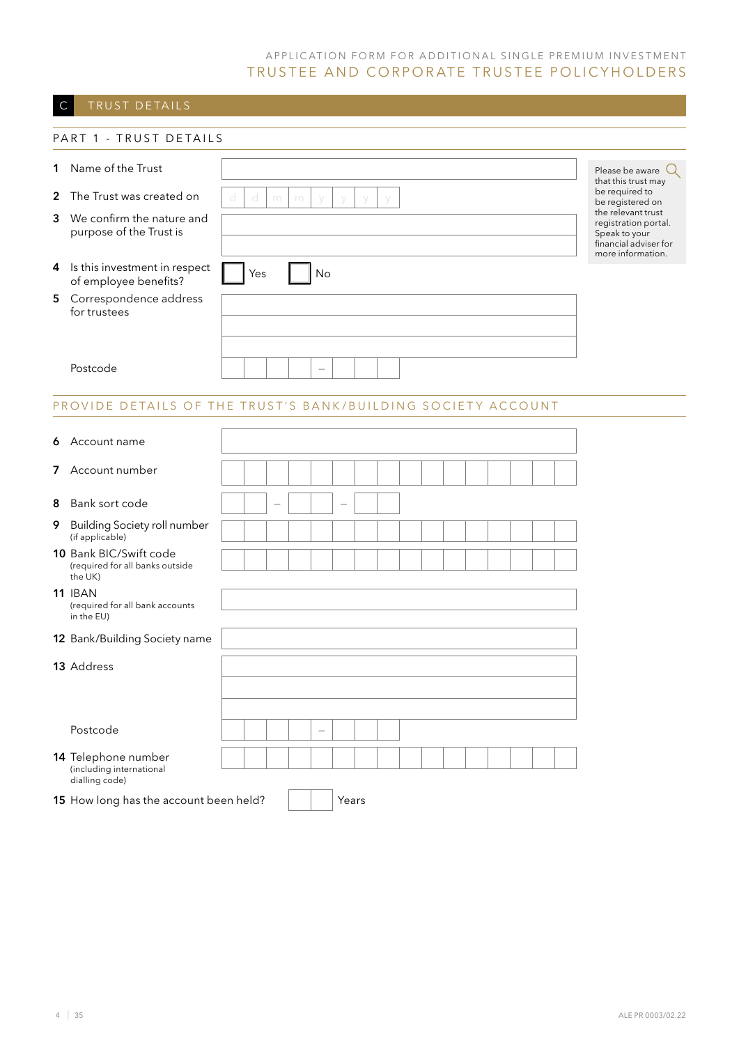APPLICATION FORM FOR ADDITIONAL SINGLE PREMIUM INVESTMENT

# TRUSTEE AND CORPORATE TRUSTEE POLICYHOLDERS

## C TRUST DETAILS

### PART 1 - TRUST DETAILS

1 Name of the Trust

2 The Trust was created on d d m m y y y y

3 We confirm the nature and purpose of the Trust is

4 Is this investment in respect of employee benefits? ☐ Yes ☐ No

5 Correspondence address for trustees

Postcode –

Please be aware that this trust may be required to be registered on the relevant trust registration portal. Speak to your financial adviser for more information.

### PROVIDE DETAILS OF THE TRUST'S BANK/BUILDING SOCIETY ACCOUNT

6 Account name

7 Account number

8 Bank sort code – –

9 Building Society roll number (if applicable)

10 Bank BIC/Swift code (required for all banks outside the UK)

11 IBAN (required for all bank accounts in the EU)

12 Bank/Building Society name

13 Address

Postcode –

14 Telephone number (including international dialling code)

15 How long has the account been held? Years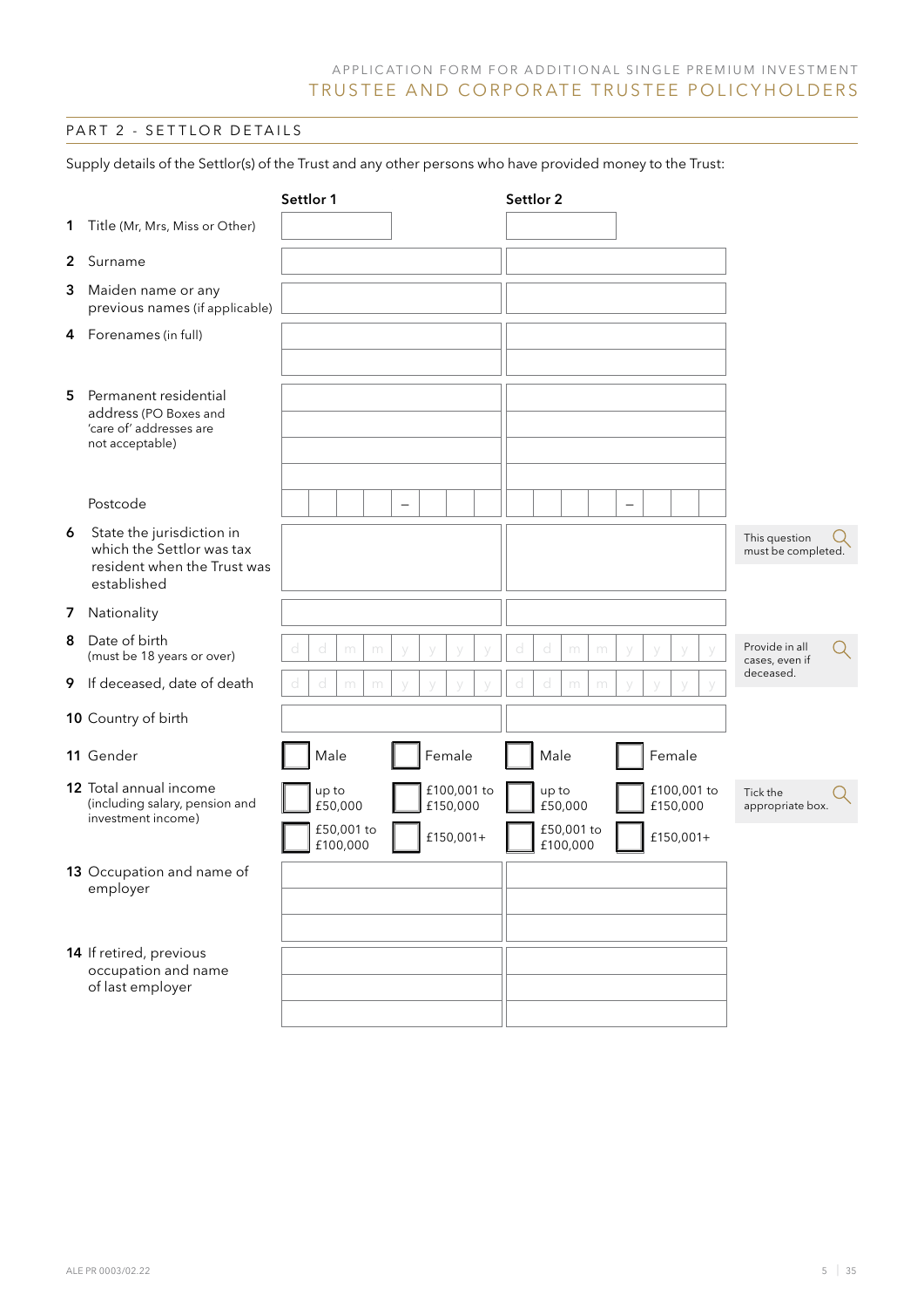APPLICATION FORM FOR ADDITIONAL SINGLE PREMIUM INVESTMENT

TRUSTEE AND CORPORATE TRUSTEE POLICYHOLDERS

## PART 2 - SETTLOR DETAILS

Supply details of the Settlor(s) of the Trust and any other persons who have provided money to the Trust:

| | Settlor 1 | Settlor 2 | |
|---|---|---|---|
| **1** Title (Mr, Mrs, Miss or Other) | | | |
| **2** Surname | | | |
| **3** Maiden name or any previous names (if applicable) | | | |
| **4** Forenames (in full) | | | |
| **5** Permanent residential address (PO Boxes and 'care of' addresses are not acceptable) | | | |
| Postcode | – | – | |
| **6** State the jurisdiction in which the Settlor was tax resident when the Trust was established | | | This question must be completed. |
| **7** Nationality | | | |
| **8** Date of birth (must be 18 years or over) | d d m m y y y y | d d m m y y y y | Provide in all cases, even if deceased. |
| **9** If deceased, date of death | d d m m y y y y | d d m m y y y y | |
| **10** Country of birth | | | |
| **11** Gender | ☐ Male ☐ Female | ☐ Male ☐ Female | |
| **12** Total annual income (including salary, pension and investment income) | ☐ up to £50,000 ☐ £100,001 to £150,000 ☐ £50,001 to £100,000 ☐ £150,001+ | ☐ up to £50,000 ☐ £100,001 to £150,000 ☐ £50,001 to £100,000 ☐ £150,001+ | Tick the appropriate box. |
| **13** Occupation and name of employer | | | |
| **14** If retired, previous occupation and name of last employer | | | |

ALE PR 0003/02.22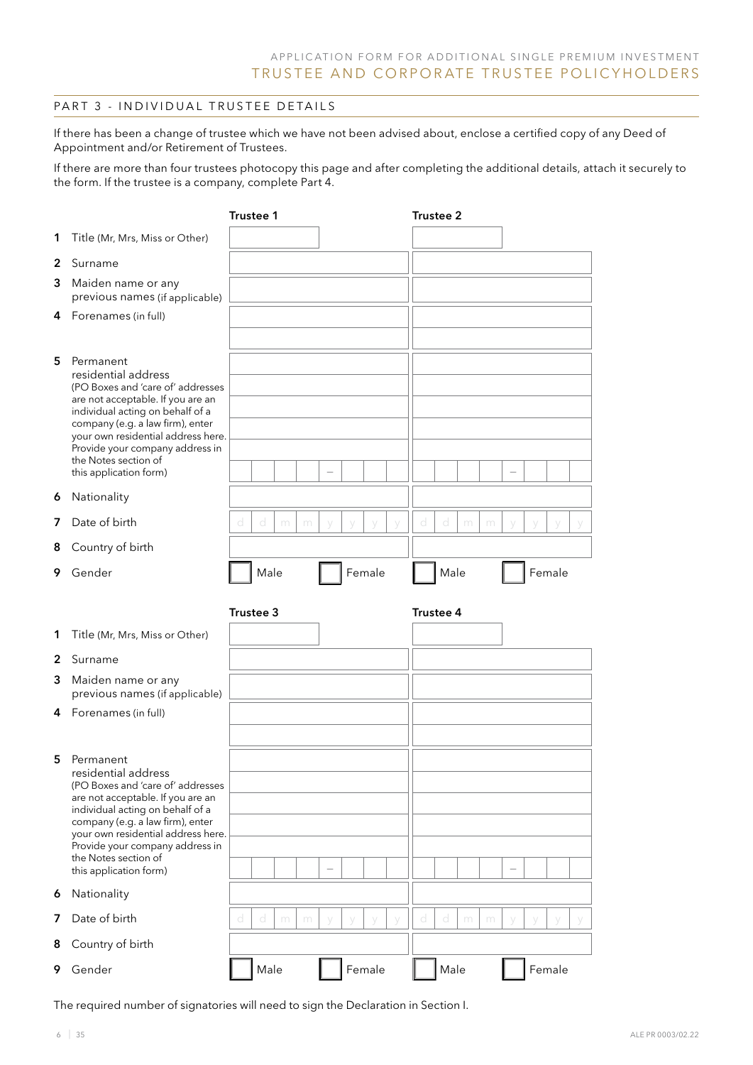## PART 3 - INDIVIDUAL TRUSTEE DETAILS

If there has been a change of trustee which we have not been advised about, enclose a certified copy of any Deed of Appointment and/or Retirement of Trustees.

If there are more than four trustees photocopy this page and after completing the additional details, attach it securely to the form. If the trustee is a company, complete Part 4.

| | | Trustee 1 | Trustee 2 |
|---|---|---|---|
| 1 | Title (Mr, Mrs, Miss or Other) | | |
| 2 | Surname | | |
| 3 | Maiden name or any previous names (if applicable) | | |
| 4 | Forenames (in full) | | |
| 5 | Permanent residential address (PO Boxes and 'care of' addresses are not acceptable. If you are an individual acting on behalf of a company (e.g. a law firm), enter your own residential address here. Provide your company address in the Notes section of this application form) | – | – |
| 6 | Nationality | | |
| 7 | Date of birth | d d m m y y y y | d d m m y y y y |
| 8 | Country of birth | | |
| 9 | Gender | ☐ Male ☐ Female | ☐ Male ☐ Female |

| | | Trustee 3 | Trustee 4 |
|---|---|---|---|
| 1 | Title (Mr, Mrs, Miss or Other) | | |
| 2 | Surname | | |
| 3 | Maiden name or any previous names (if applicable) | | |
| 4 | Forenames (in full) | | |
| 5 | Permanent residential address (PO Boxes and 'care of' addresses are not acceptable. If you are an individual acting on behalf of a company (e.g. a law firm), enter your own residential address here. Provide your company address in the Notes section of this application form) | – | – |
| 6 | Nationality | | |
| 7 | Date of birth | d d m m y y y y | d d m m y y y y |
| 8 | Country of birth | | |
| 9 | Gender | ☐ Male ☐ Female | ☐ Male ☐ Female |

The required number of signatories will need to sign the Declaration in Section I.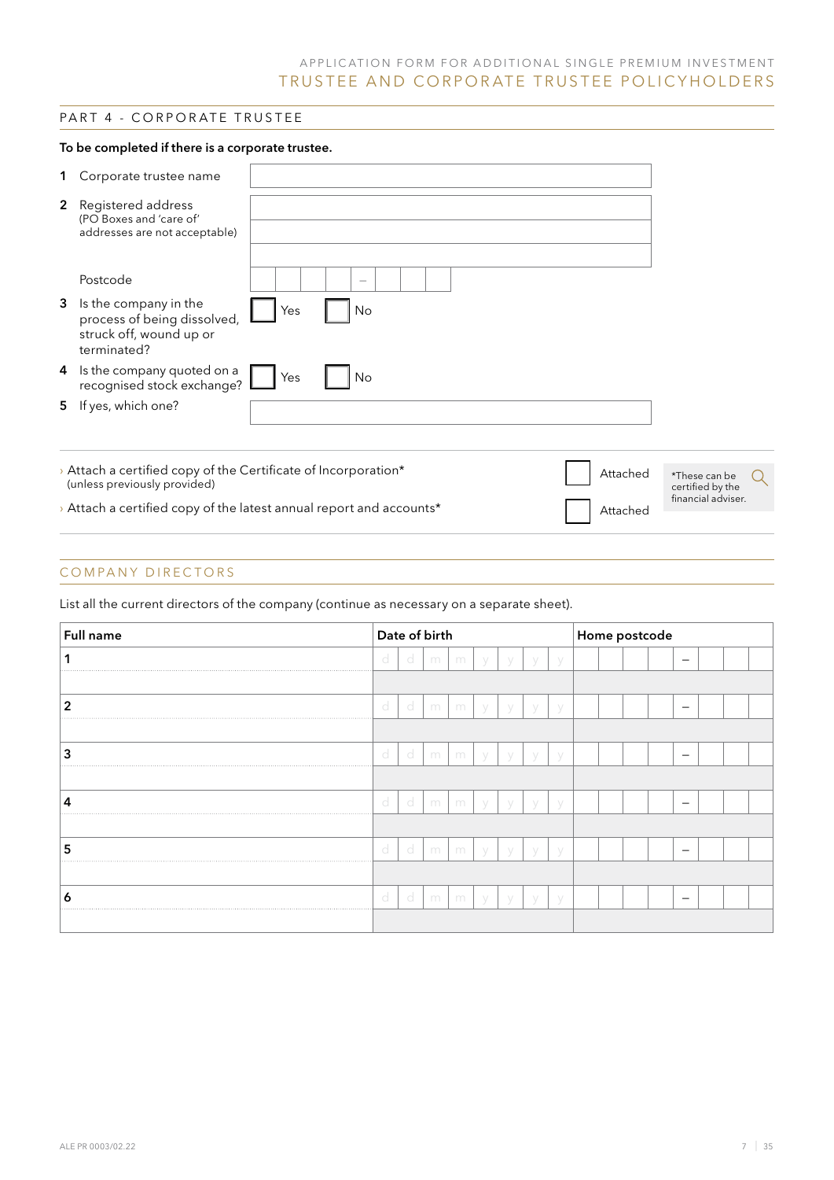## PART 4 - CORPORATE TRUSTEE

**To be completed if there is a corporate trustee.**

**1** Corporate trustee name

**2** Registered address
(PO Boxes and 'care of' addresses are not acceptable)

Postcode

**3** Is the company in the process of being dissolved, struck off, wound up or terminated? ☐ Yes ☐ No

**4** Is the company quoted on a recognised stock exchange? ☐ Yes ☐ No

**5** If yes, which one?

› Attach a certified copy of the Certificate of Incorporation* (unless previously provided) ☐ Attached

› Attach a certified copy of the latest annual report and accounts* ☐ Attached

*These can be certified by the financial adviser.

## COMPANY DIRECTORS

List all the current directors of the company (continue as necessary on a separate sheet).

| Full name | Date of birth | Home postcode |
|---|---|---|
| 1 | d d m m y y y y | – |
| 2 | d d m m y y y y | – |
| 3 | d d m m y y y y | – |
| 4 | d d m m y y y y | – |
| 5 | d d m m y y y y | – |
| 6 | d d m m y y y y | – |

ALE PR 0003/02.22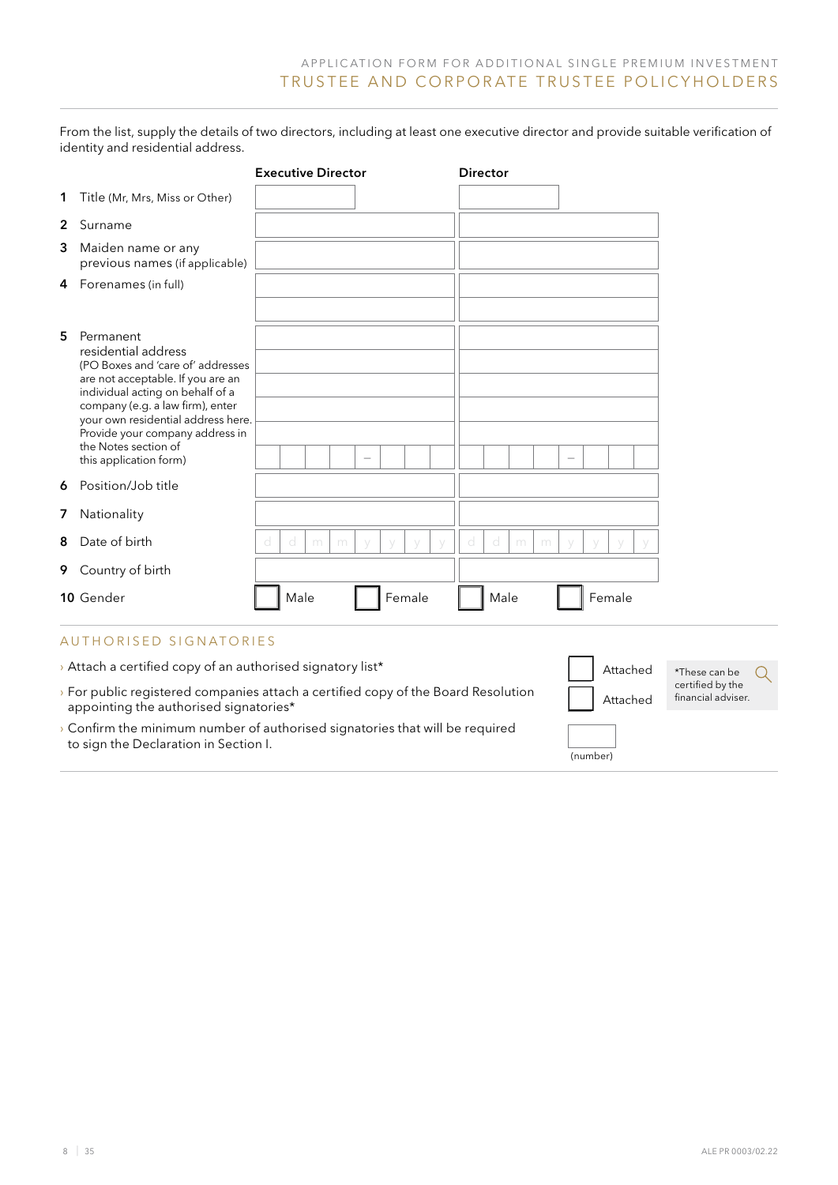From the list, supply the details of two directors, including at least one executive director and provide suitable verification of identity and residential address.

| | Executive Director | Director |
|---|---|---|
| **1** Title (Mr, Mrs, Miss or Other) | | |
| **2** Surname | | |
| **3** Maiden name or any previous names (if applicable) | | |
| **4** Forenames (in full) | | |
| **5** Permanent residential address (PO Boxes and 'care of' addresses are not acceptable. If you are an individual acting on behalf of a company (e.g. a law firm), enter your own residential address here. Provide your company address in the Notes section of this application form) | | |
| **6** Position/Job title | | |
| **7** Nationality | | |
| **8** Date of birth | d d m m y y y y | d d m m y y y y |
| **9** Country of birth | | |
| **10** Gender | ☐ Male ☐ Female | ☐ Male ☐ Female |

## AUTHORISED SIGNATORIES

- Attach a certified copy of an authorised signatory list* ☐ Attached
- For public registered companies attach a certified copy of the Board Resolution appointing the authorised signatories* ☐ Attached
- Confirm the minimum number of authorised signatories that will be required to sign the Declaration in Section I. ☐ (number)

*These can be certified by the financial adviser.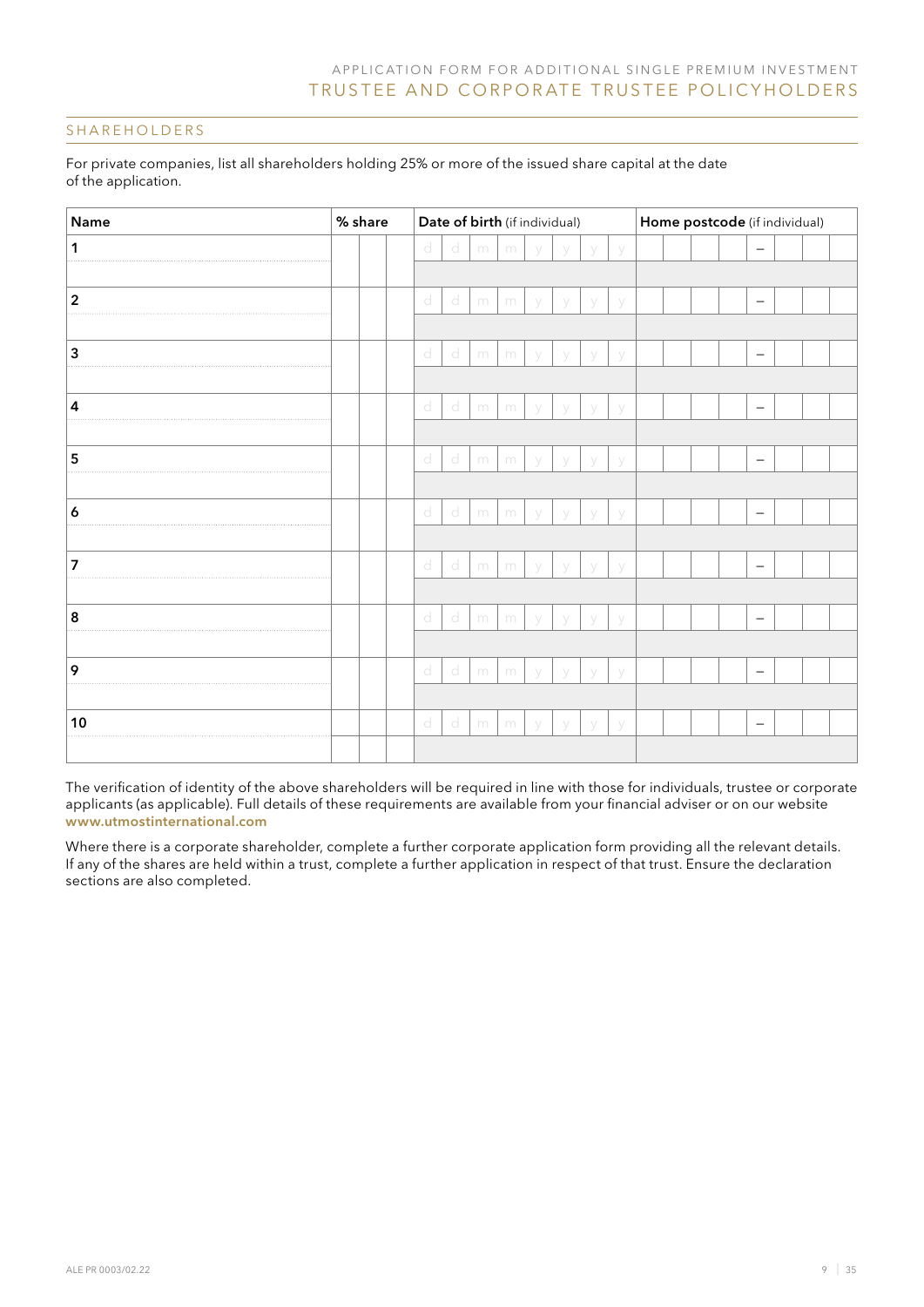## SHAREHOLDERS

For private companies, list all shareholders holding 25% or more of the issued share capital at the date of the application.

| Name | % share | Date of birth (if individual) | Home postcode (if individual) |
|---|---|---|---|
| 1 | | d d m m y y y y | – |
| 2 | | d d m m y y y y | – |
| 3 | | d d m m y y y y | – |
| 4 | | d d m m y y y y | – |
| 5 | | d d m m y y y y | – |
| 6 | | d d m m y y y y | – |
| 7 | | d d m m y y y y | – |
| 8 | | d d m m y y y y | – |
| 9 | | d d m m y y y y | – |
| 10 | | d d m m y y y y | – |

The verification of identity of the above shareholders will be required in line with those for individuals, trustee or corporate applicants (as applicable). Full details of these requirements are available from your financial adviser or on our website **www.utmostinternational.com**

Where there is a corporate shareholder, complete a further corporate application form providing all the relevant details. If any of the shares are held within a trust, complete a further application in respect of that trust. Ensure the declaration sections are also completed.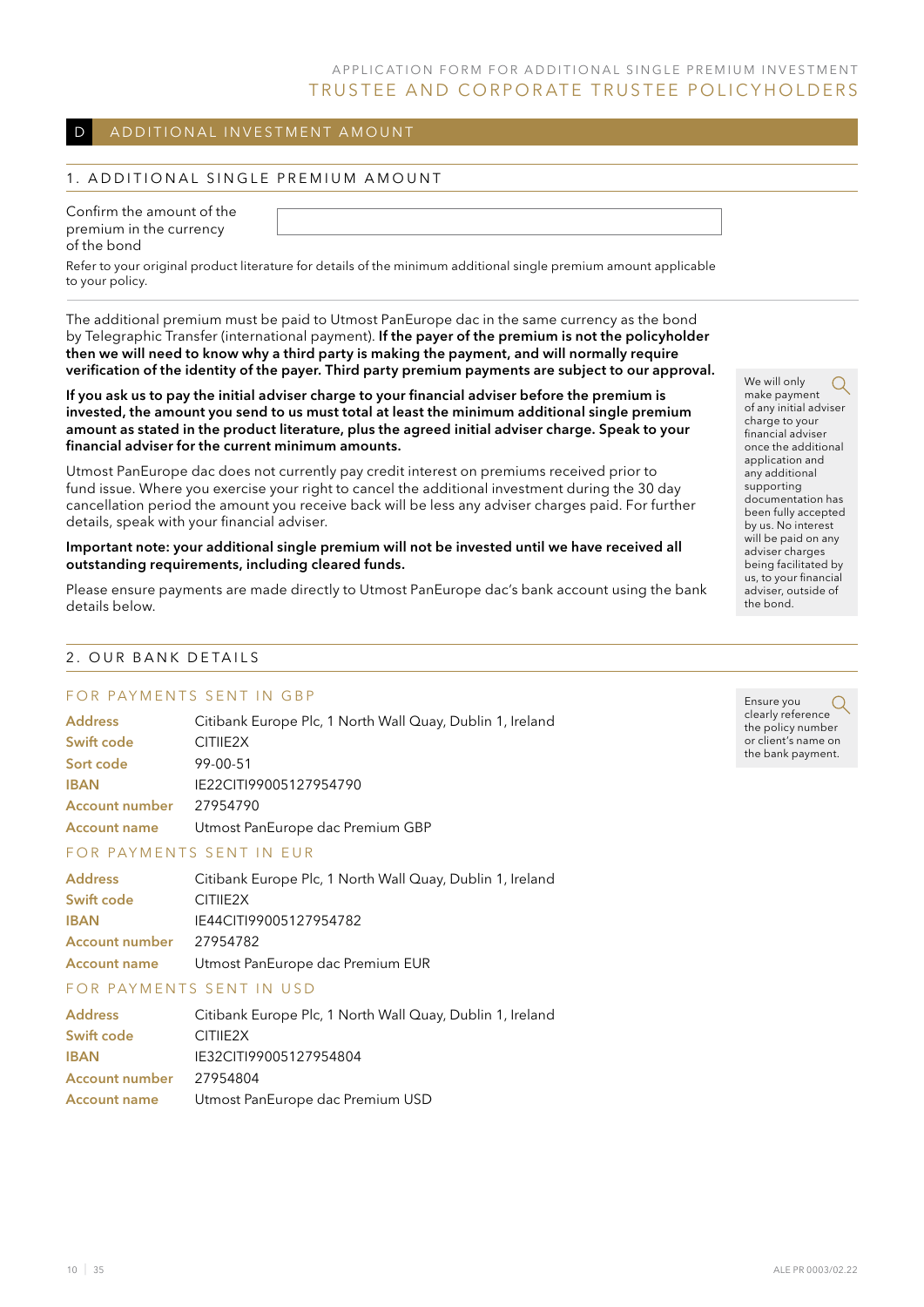# D ADDITIONAL INVESTMENT AMOUNT

## 1. ADDITIONAL SINGLE PREMIUM AMOUNT

Confirm the amount of the premium in the currency of the bond

Refer to your original product literature for details of the minimum additional single premium amount applicable to your policy.

The additional premium must be paid to Utmost PanEurope dac in the same currency as the bond by Telegraphic Transfer (international payment). **If the payer of the premium is not the policyholder then we will need to know why a third party is making the payment, and will normally require verification of the identity of the payer. Third party premium payments are subject to our approval.**

**If you ask us to pay the initial adviser charge to your financial adviser before the premium is invested, the amount you send to us must total at least the minimum additional single premium amount as stated in the product literature, plus the agreed initial adviser charge. Speak to your financial adviser for the current minimum amounts.**

Utmost PanEurope dac does not currently pay credit interest on premiums received prior to fund issue. Where you exercise your right to cancel the additional investment during the 30 day cancellation period the amount you receive back will be less any adviser charges paid. For further details, speak with your financial adviser.

**Important note: your additional single premium will not be invested until we have received all outstanding requirements, including cleared funds.**

Please ensure payments are made directly to Utmost PanEurope dac's bank account using the bank details below.

We will only make payment of any initial adviser charge to your financial adviser once the additional application and any additional supporting documentation has been fully accepted by us. No interest will be paid on any adviser charges being facilitated by us, to your financial adviser, outside of the bond.

## 2. OUR BANK DETAILS

Ensure you clearly reference the policy number or client's name on the bank payment.

### FOR PAYMENTS SENT IN GBP

| | |
|---|---|
| **Address** | Citibank Europe Plc, 1 North Wall Quay, Dublin 1, Ireland |
| **Swift code** | CITIIE2X |
| **Sort code** | 99-00-51 |
| **IBAN** | IE22CITI99005127954790 |
| **Account number** | 27954790 |
| **Account name** | Utmost PanEurope dac Premium GBP |

### FOR PAYMENTS SENT IN EUR

| | |
|---|---|
| **Address** | Citibank Europe Plc, 1 North Wall Quay, Dublin 1, Ireland |
| **Swift code** | CITIIE2X |
| **IBAN** | IE44CITI99005127954782 |
| **Account number** | 27954782 |
| **Account name** | Utmost PanEurope dac Premium EUR |

### FOR PAYMENTS SENT IN USD

| | |
|---|---|
| **Address** | Citibank Europe Plc, 1 North Wall Quay, Dublin 1, Ireland |
| **Swift code** | CITIIE2X |
| **IBAN** | IE32CITI99005127954804 |
| **Account number** | 27954804 |
| **Account name** | Utmost PanEurope dac Premium USD |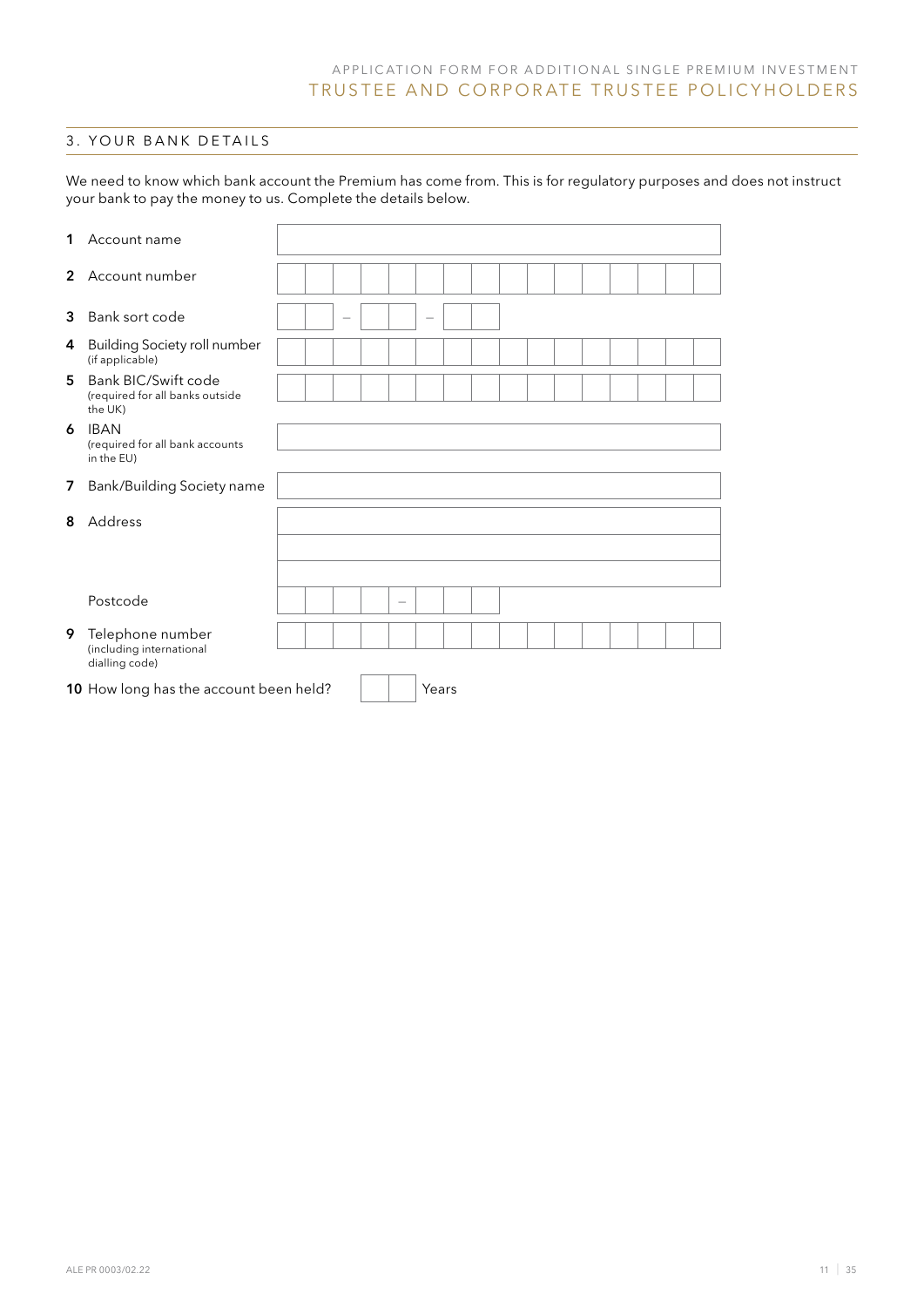## 3. YOUR BANK DETAILS

We need to know which bank account the Premium has come from. This is for regulatory purposes and does not instruct your bank to pay the money to us. Complete the details below.

| | |
|---|---|
| **1** Account name | |
| **2** Account number | |
| **3** Bank sort code | – – |
| **4** Building Society roll number (if applicable) | |
| **5** Bank BIC/Swift code (required for all banks outside the UK) | |
| **6** IBAN (required for all bank accounts in the EU) | |
| **7** Bank/Building Society name | |
| **8** Address | |
| Postcode | – |
| **9** Telephone number (including international dialling code) | |

**10** How long has the account been held? ☐☐ Years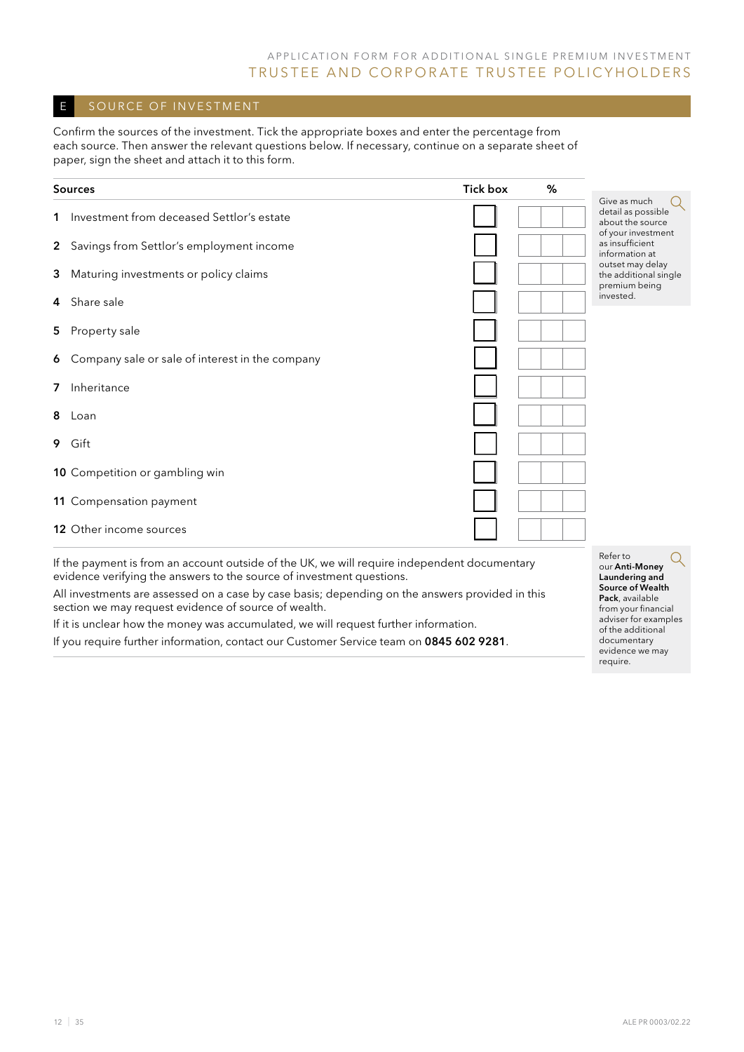## E SOURCE OF INVESTMENT

Confirm the sources of the investment. Tick the appropriate boxes and enter the percentage from each source. Then answer the relevant questions below. If necessary, continue on a separate sheet of paper, sign the sheet and attach it to this form.

| Sources | Tick box | % |
|---|---|---|
| 1 Investment from deceased Settlor's estate | | |
| 2 Savings from Settlor's employment income | | |
| 3 Maturing investments or policy claims | | |
| 4 Share sale | | |
| 5 Property sale | | |
| 6 Company sale or sale of interest in the company | | |
| 7 Inheritance | | |
| 8 Loan | | |
| 9 Gift | | |
| 10 Competition or gambling win | | |
| 11 Compensation payment | | |
| 12 Other income sources | | |

Give as much detail as possible about the source of your investment as insufficient information at outset may delay the additional single premium being invested.

If the payment is from an account outside of the UK, we will require independent documentary evidence verifying the answers to the source of investment questions.

All investments are assessed on a case by case basis; depending on the answers provided in this section we may request evidence of source of wealth.

If it is unclear how the money was accumulated, we will request further information.

If you require further information, contact our Customer Service team on **0845 602 9281**.

Refer to our **Anti-Money Laundering and Source of Wealth Pack**, available from your financial adviser for examples of the additional documentary evidence we may require.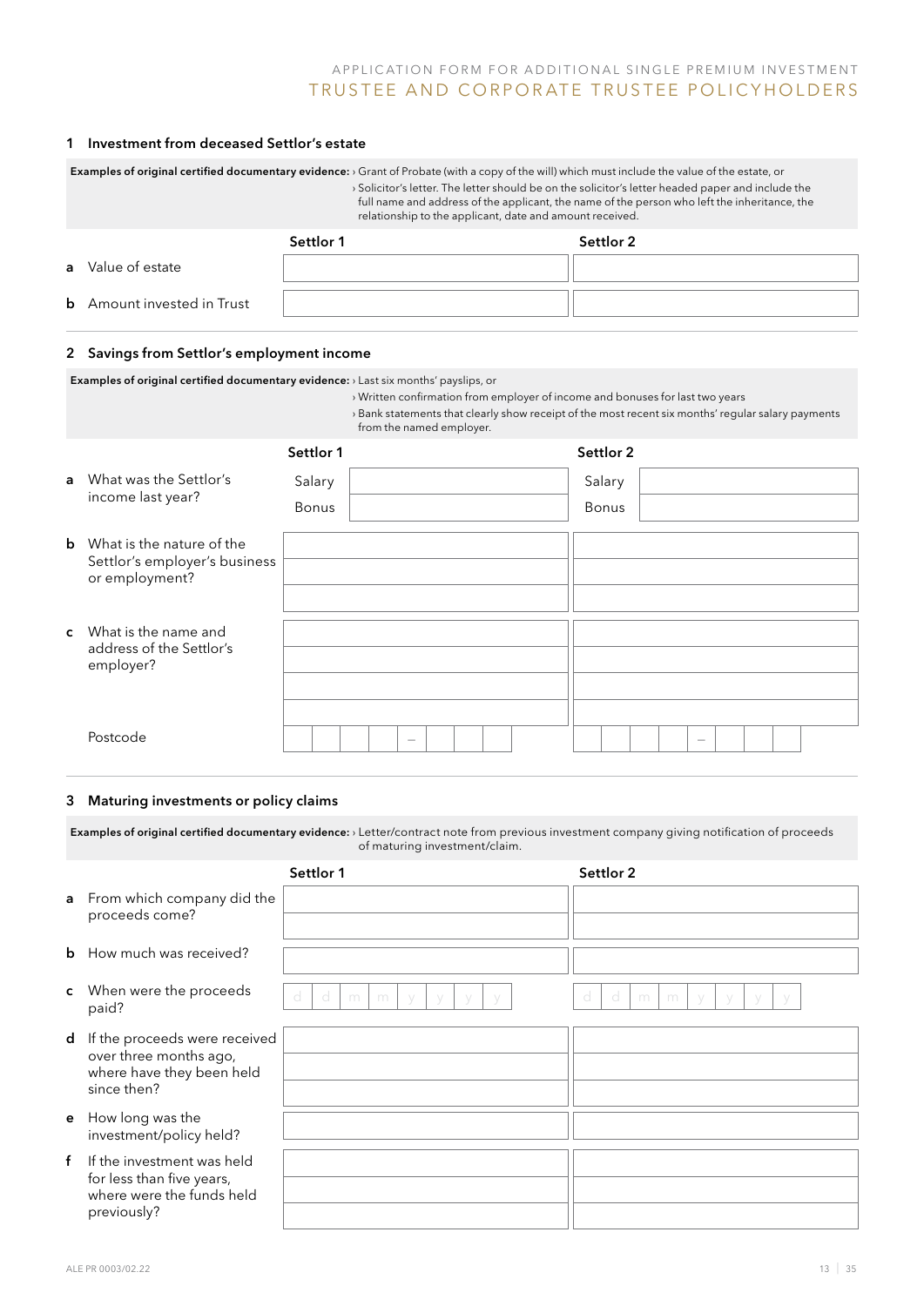APPLICATION FORM FOR ADDITIONAL SINGLE PREMIUM INVESTMENT
TRUSTEE AND CORPORATE TRUSTEE POLICYHOLDERS

## 1 Investment from deceased Settlor's estate

**Examples of original certified documentary evidence:**
› Grant of Probate (with a copy of the will) which must include the value of the estate, or
› Solicitor's letter. The letter should be on the solicitor's letter headed paper and include the full name and address of the applicant, the name of the person who left the inheritance, the relationship to the applicant, date and amount received.

| | Settlor 1 | Settlor 2 |
|---|---|---|
| **a** Value of estate | | |
| **b** Amount invested in Trust | | |

## 2 Savings from Settlor's employment income

**Examples of original certified documentary evidence:**
› Last six months' payslips, or
› Written confirmation from employer of income and bonuses for last two years
› Bank statements that clearly show receipt of the most recent six months' regular salary payments from the named employer.

| | Settlor 1 | | Settlor 2 | |
|---|---|---|---|---|
| **a** What was the Settlor's income last year? | Salary | | Salary | |
| | Bonus | | Bonus | |
| **b** What is the nature of the Settlor's employer's business or employment? | | | | |
| **c** What is the name and address of the Settlor's employer? | | | | |
| Postcode | | | | |

## 3 Maturing investments or policy claims

**Examples of original certified documentary evidence:**
› Letter/contract note from previous investment company giving notification of proceeds of maturing investment/claim.

| | Settlor 1 | Settlor 2 |
|---|---|---|
| **a** From which company did the proceeds come? | | |
| **b** How much was received? | | |
| **c** When were the proceeds paid? | d d m m y y y y | d d m m y y y y |
| **d** If the proceeds were received over three months ago, where have they been held since then? | | |
| **e** How long was the investment/policy held? | | |
| **f** If the investment was held for less than five years, where were the funds held previously? | | |

ALE PR 0003/02.22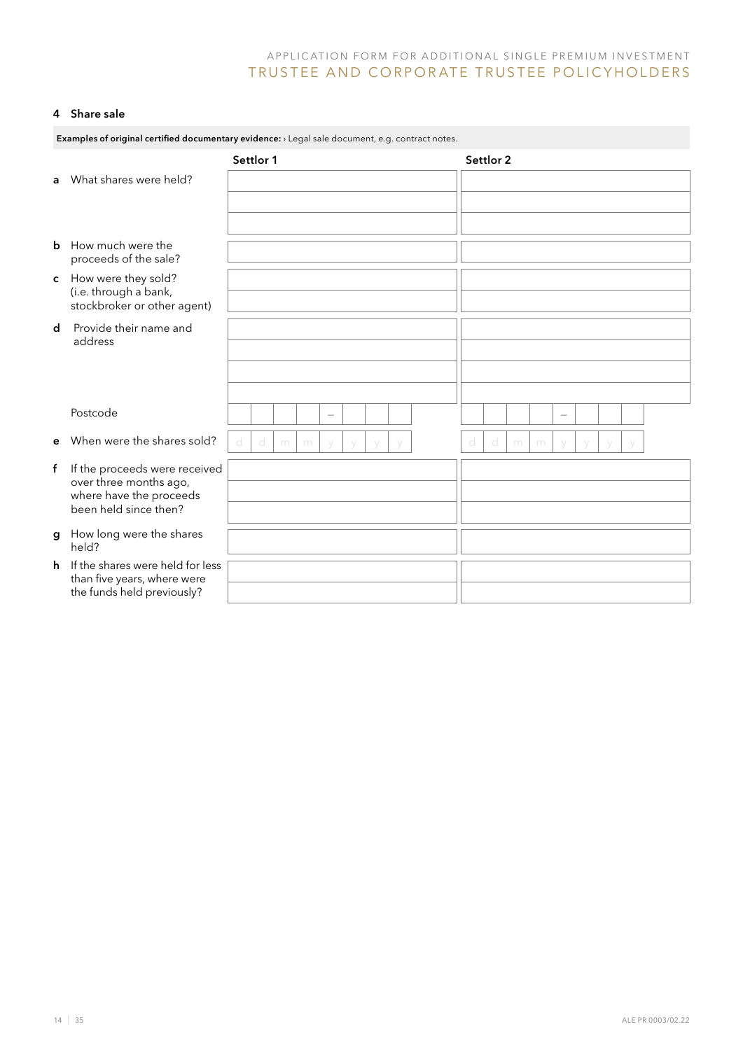## 4 Share sale

**Examples of original certified documentary evidence:** › Legal sale document, e.g. contract notes.

| | Settlor 1 | Settlor 2 |
|---|---|---|
| **a** What shares were held? | | |
| **b** How much were the proceeds of the sale? | | |
| **c** How were they sold? (i.e. through a bank, stockbroker or other agent) | | |
| **d** Provide their name and address | | |
| Postcode | – | – |
| **e** When were the shares sold? | d d m m y y y y | d d m m y y y y |
| **f** If the proceeds were received over three months ago, where have the proceeds been held since then? | | |
| **g** How long were the shares held? | | |
| **h** If the shares were held for less than five years, where were the funds held previously? | | |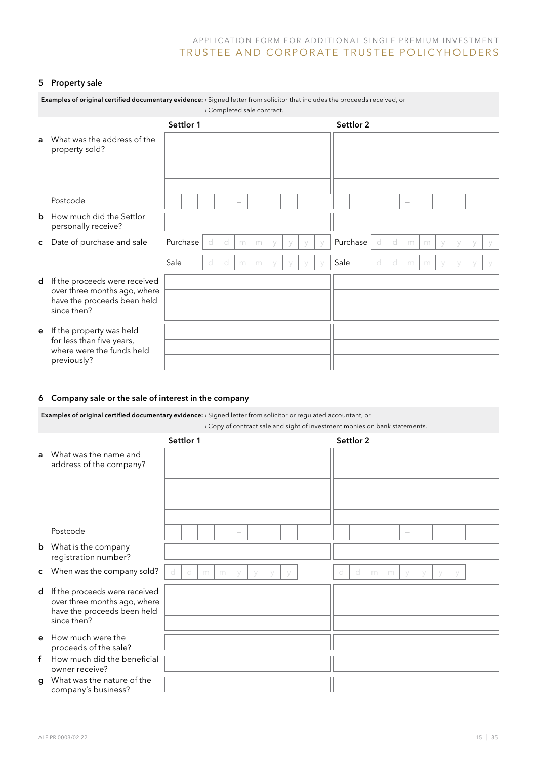## 5 Property sale

**Examples of original certified documentary evidence:** › Signed letter from solicitor that includes the proceeds received, or
› Completed sale contract.

| | Settlor 1 | Settlor 2 |
|---|---|---|
| **a** What was the address of the property sold? | | |
| Postcode | – | – |
| **b** How much did the Settlor personally receive? | | |
| **c** Date of purchase and sale | Purchase d d m m y y y y | Purchase d d m m y y y y |
| | Sale d d m m y y y y | Sale d d m m y y y y |
| **d** If the proceeds were received over three months ago, where have the proceeds been held since then? | | |
| **e** If the property was held for less than five years, where were the funds held previously? | | |

## 6 Company sale or the sale of interest in the company

**Examples of original certified documentary evidence:** › Signed letter from solicitor or regulated accountant, or
› Copy of contract sale and sight of investment monies on bank statements.

| | Settlor 1 | Settlor 2 |
|---|---|---|
| **a** What was the name and address of the company? | | |
| Postcode | – | – |
| **b** What is the company registration number? | | |
| **c** When was the company sold? | d d m m y y y y | d d m m y y y y |
| **d** If the proceeds were received over three months ago, where have the proceeds been held since then? | | |
| **e** How much were the proceeds of the sale? | | |
| **f** How much did the beneficial owner receive? | | |
| **g** What was the nature of the company's business? | | |

ALE PR 0003/02.22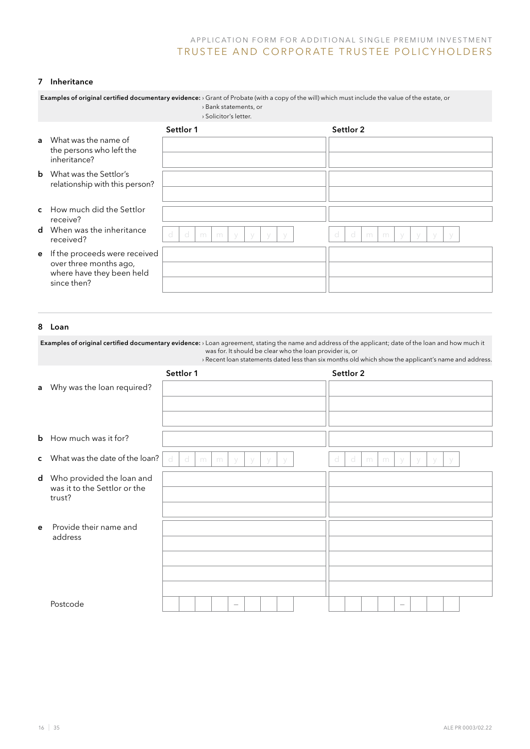## 7 Inheritance

**Examples of original certified documentary evidence:**
- Grant of Probate (with a copy of the will) which must include the value of the estate, or
- Bank statements, or
- Solicitor's letter.

| | Settlor 1 | Settlor 2 |
|---|---|---|
| **a** What was the name of the persons who left the inheritance? | | |
| **b** What was the Settlor's relationship with this person? | | |
| **c** How much did the Settlor receive? | | |
| **d** When was the inheritance received? | d d m m y y y y | d d m m y y y y |
| **e** If the proceeds were received over three months ago, where have they been held since then? | | |

## 8 Loan

**Examples of original certified documentary evidence:**
- Loan agreement, stating the name and address of the applicant; date of the loan and how much it was for. It should be clear who the loan provider is, or
- Recent loan statements dated less than six months old which show the applicant's name and address.

| | Settlor 1 | Settlor 2 |
|---|---|---|
| **a** Why was the loan required? | | |
| **b** How much was it for? | | |
| **c** What was the date of the loan? | d d m m y y y y | d d m m y y y y |
| **d** Who provided the loan and was it to the Settlor or the trust? | | |
| **e** Provide their name and address | | |
| Postcode | – | – |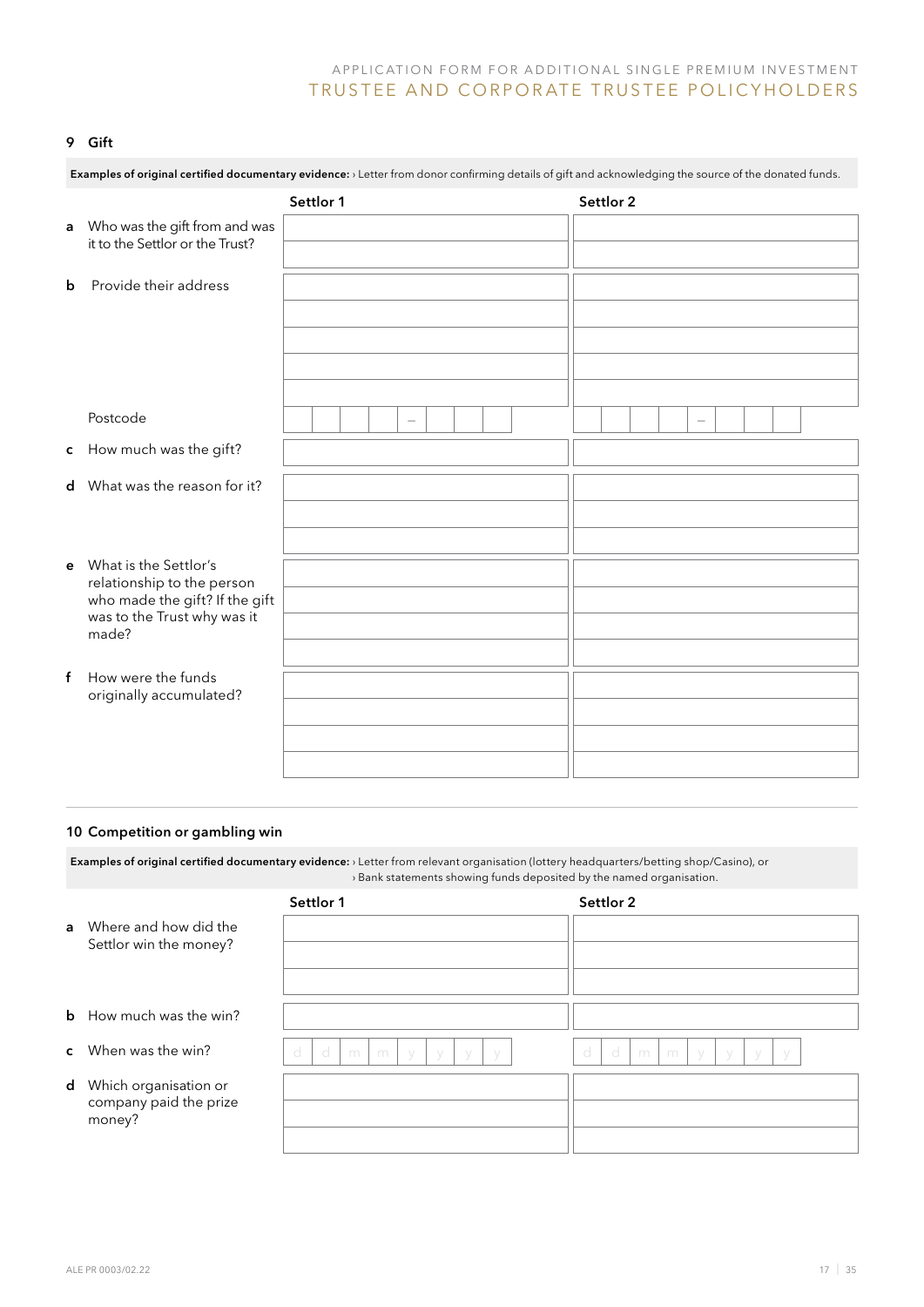## 9 Gift

**Examples of original certified documentary evidence:** › Letter from donor confirming details of gift and acknowledging the source of the donated funds.

| | Settlor 1 | Settlor 2 |
|---|---|---|
| **a** Who was the gift from and was it to the Settlor or the Trust? | | |
| **b** Provide their address | | |
| Postcode | – | – |
| **c** How much was the gift? | | |
| **d** What was the reason for it? | | |
| **e** What is the Settlor's relationship to the person who made the gift? If the gift was to the Trust why was it made? | | |
| **f** How were the funds originally accumulated? | | |

## 10 Competition or gambling win

**Examples of original certified documentary evidence:** › Letter from relevant organisation (lottery headquarters/betting shop/Casino), or
› Bank statements showing funds deposited by the named organisation.

| | Settlor 1 | Settlor 2 |
|---|---|---|
| **a** Where and how did the Settlor win the money? | | |
| **b** How much was the win? | | |
| **c** When was the win? | d d m m y y y y | d d m m y y y y |
| **d** Which organisation or company paid the prize money? | | |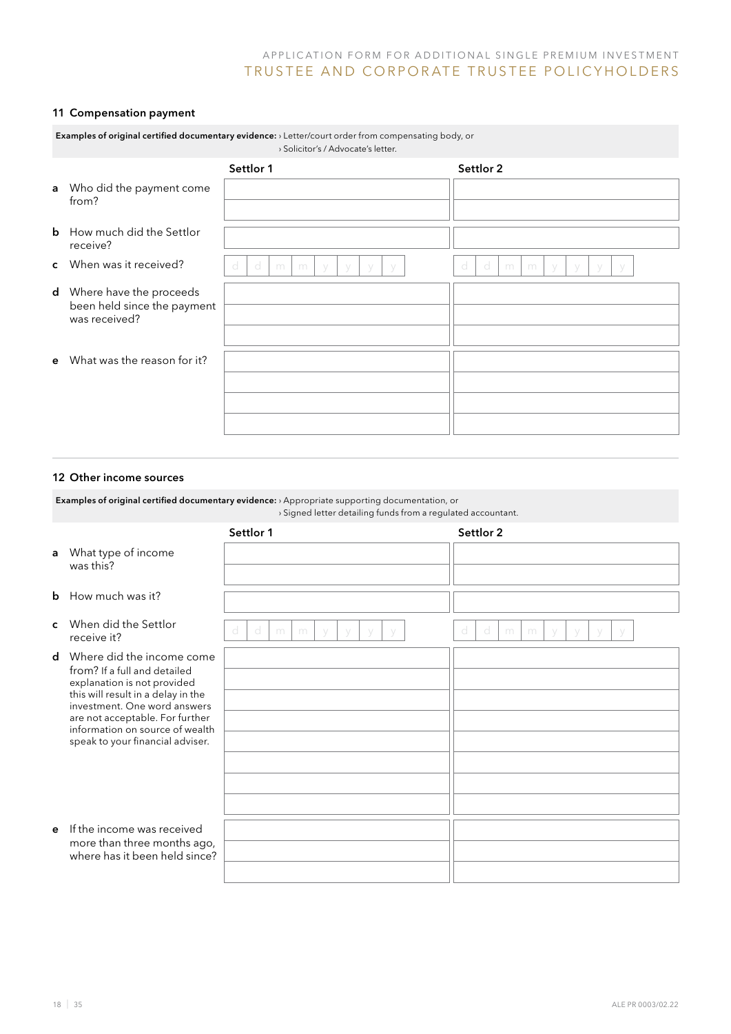## 11 Compensation payment

**Examples of original certified documentary evidence:** › Letter/court order from compensating body, or
› Solicitor's / Advocate's letter.

| | Settlor 1 | Settlor 2 |
|---|---|---|
| **a** Who did the payment come from? | | |
| **b** How much did the Settlor receive? | | |
| **c** When was it received? | d d m m y y y y | d d m m y y y y |
| **d** Where have the proceeds been held since the payment was received? | | |
| **e** What was the reason for it? | | |

## 12 Other income sources

**Examples of original certified documentary evidence:** › Appropriate supporting documentation, or
› Signed letter detailing funds from a regulated accountant.

| | Settlor 1 | Settlor 2 |
|---|---|---|
| **a** What type of income was this? | | |
| **b** How much was it? | | |
| **c** When did the Settlor receive it? | d d m m y y y y | d d m m y y y y |
| **d** Where did the income come from? If a full and detailed explanation is not provided this will result in a delay in the investment. One word answers are not acceptable. For further information on source of wealth speak to your financial adviser. | | |
| **e** If the income was received more than three months ago, where has it been held since? | | |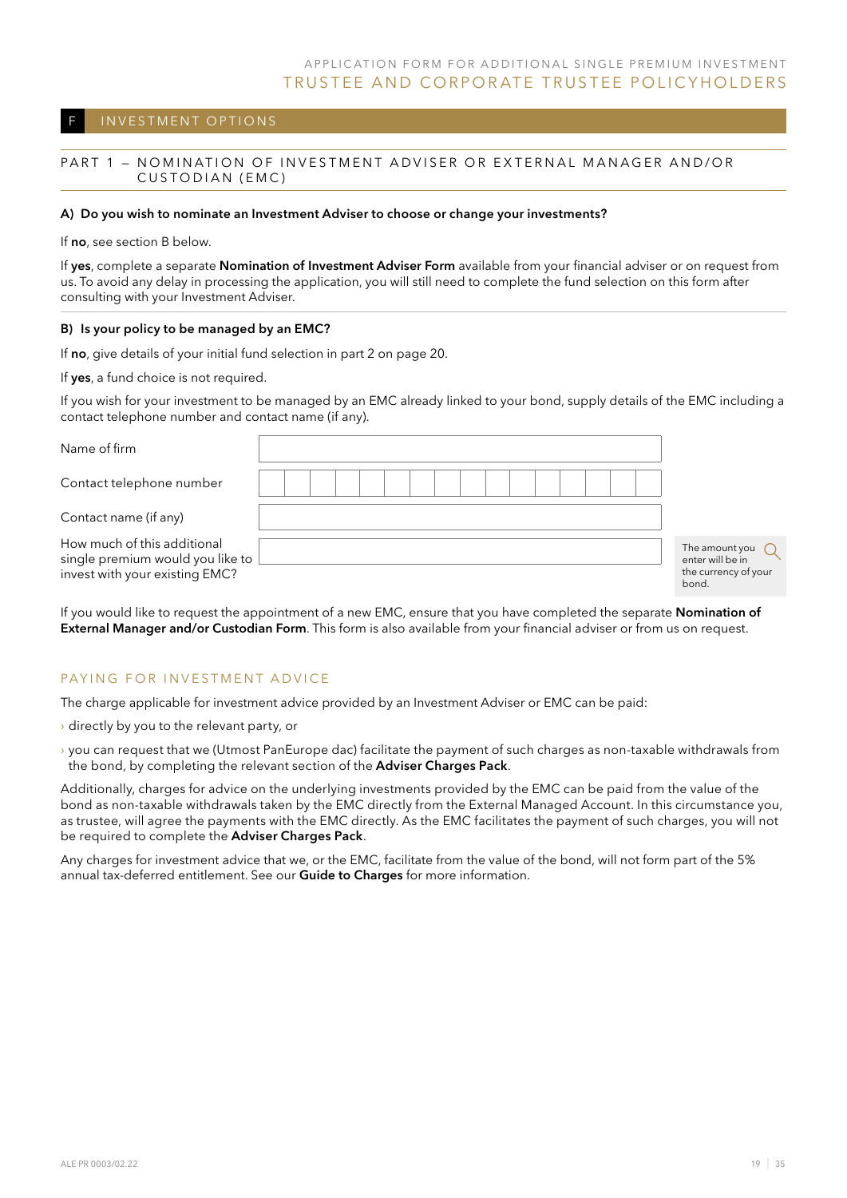## F INVESTMENT OPTIONS

### PART 1 – NOMINATION OF INVESTMENT ADVISER OR EXTERNAL MANAGER AND/OR CUSTODIAN (EMC)

**A) Do you wish to nominate an Investment Adviser to choose or change your investments?**

If **no**, see section B below.

If **yes**, complete a separate **Nomination of Investment Adviser Form** available from your financial adviser or on request from us. To avoid any delay in processing the application, you will still need to complete the fund selection on this form after consulting with your Investment Adviser.

**B) Is your policy to be managed by an EMC?**

If **no**, give details of your initial fund selection in part 2 on page 20.

If **yes**, a fund choice is not required.

If you wish for your investment to be managed by an EMC already linked to your bond, supply details of the EMC including a contact telephone number and contact name (if any).

| | |
|---|---|
| Name of firm | |
| Contact telephone number | |
| Contact name (if any) | |
| How much of this additional single premium would you like to invest with your existing EMC? | |

The amount you enter will be in the currency of your bond.

If you would like to request the appointment of a new EMC, ensure that you have completed the separate **Nomination of External Manager and/or Custodian Form**. This form is also available from your financial adviser or from us on request.

### PAYING FOR INVESTMENT ADVICE

The charge applicable for investment advice provided by an Investment Adviser or EMC can be paid:

- directly by you to the relevant party, or
- you can request that we (Utmost PanEurope dac) facilitate the payment of such charges as non-taxable withdrawals from the bond, by completing the relevant section of the **Adviser Charges Pack**.

Additionally, charges for advice on the underlying investments provided by the EMC can be paid from the value of the bond as non-taxable withdrawals taken by the EMC directly from the External Managed Account. In this circumstance you, as trustee, will agree the payments with the EMC directly. As the EMC facilitates the payment of such charges, you will not be required to complete the **Adviser Charges Pack**.

Any charges for investment advice that we, or the EMC, facilitate from the value of the bond, will not form part of the 5% annual tax-deferred entitlement. See our **Guide to Charges** for more information.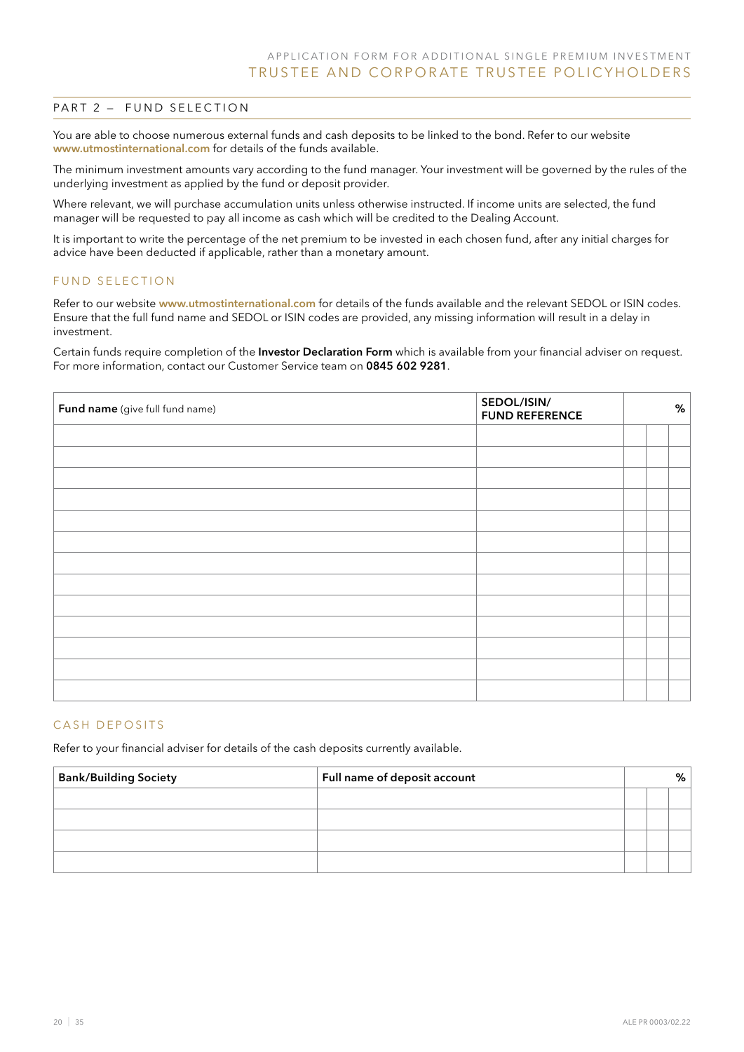## PART 2 – FUND SELECTION

You are able to choose numerous external funds and cash deposits to be linked to the bond. Refer to our website **www.utmostinternational.com** for details of the funds available.

The minimum investment amounts vary according to the fund manager. Your investment will be governed by the rules of the underlying investment as applied by the fund or deposit provider.

Where relevant, we will purchase accumulation units unless otherwise instructed. If income units are selected, the fund manager will be requested to pay all income as cash which will be credited to the Dealing Account.

It is important to write the percentage of the net premium to be invested in each chosen fund, after any initial charges for advice have been deducted if applicable, rather than a monetary amount.

### FUND SELECTION

Refer to our website **www.utmostinternational.com** for details of the funds available and the relevant SEDOL or ISIN codes. Ensure that the full fund name and SEDOL or ISIN codes are provided, any missing information will result in a delay in investment.

Certain funds require completion of the **Investor Declaration Form** which is available from your financial adviser on request. For more information, contact our Customer Service team on **0845 602 9281**.

| **Fund name** (give full fund name) | **SEDOL/ISIN/ FUND REFERENCE** | | | **%** |
|---|---|---|---|---|
| | | | | |
| | | | | |
| | | | | |
| | | | | |
| | | | | |
| | | | | |
| | | | | |
| | | | | |
| | | | | |
| | | | | |
| | | | | |
| | | | | |
| | | | | |

### CASH DEPOSITS

Refer to your financial adviser for details of the cash deposits currently available.

| **Bank/Building Society** | **Full name of deposit account** | | | **%** |
|---|---|---|---|---|
| | | | | |
| | | | | |
| | | | | |
| | | | | |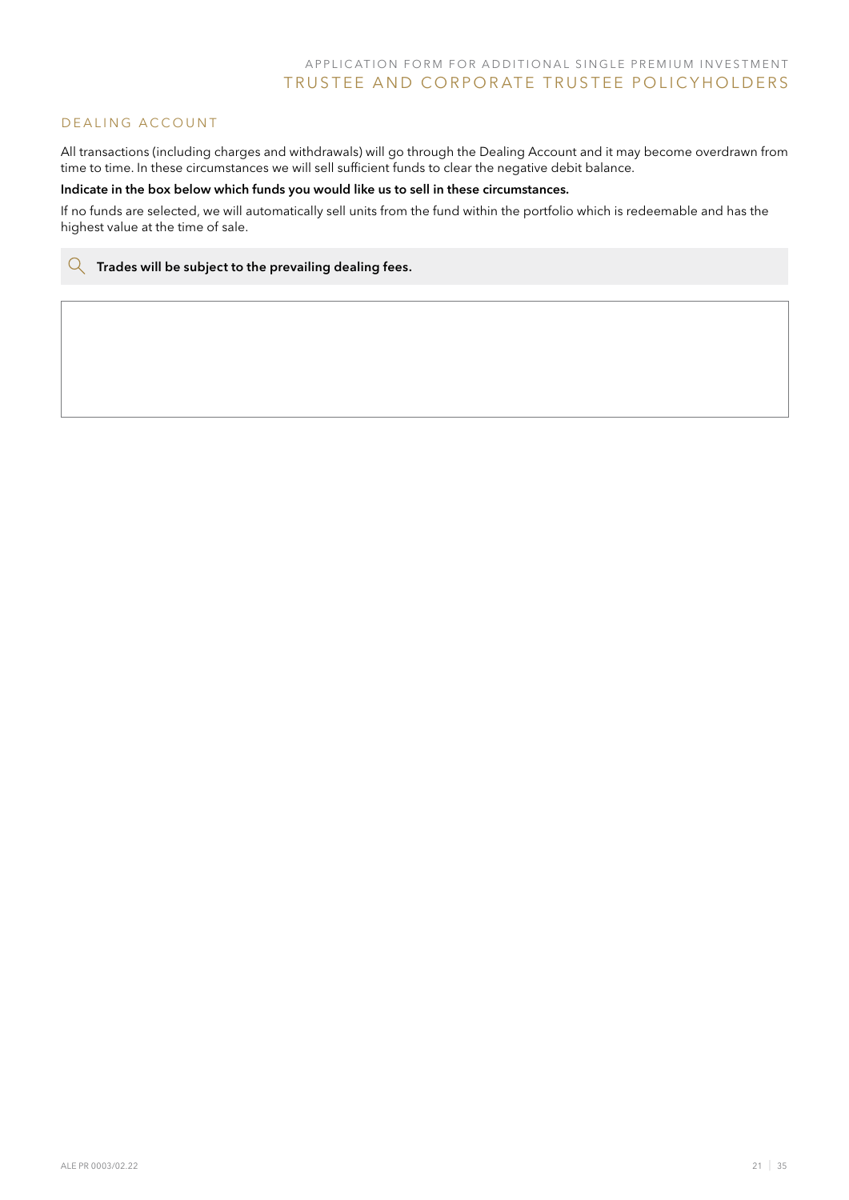## DEALING ACCOUNT

All transactions (including charges and withdrawals) will go through the Dealing Account and it may become overdrawn from time to time. In these circumstances we will sell sufficient funds to clear the negative debit balance.

**Indicate in the box below which funds you would like us to sell in these circumstances.**

If no funds are selected, we will automatically sell units from the fund within the portfolio which is redeemable and has the highest value at the time of sale.

**Trades will be subject to the prevailing dealing fees.**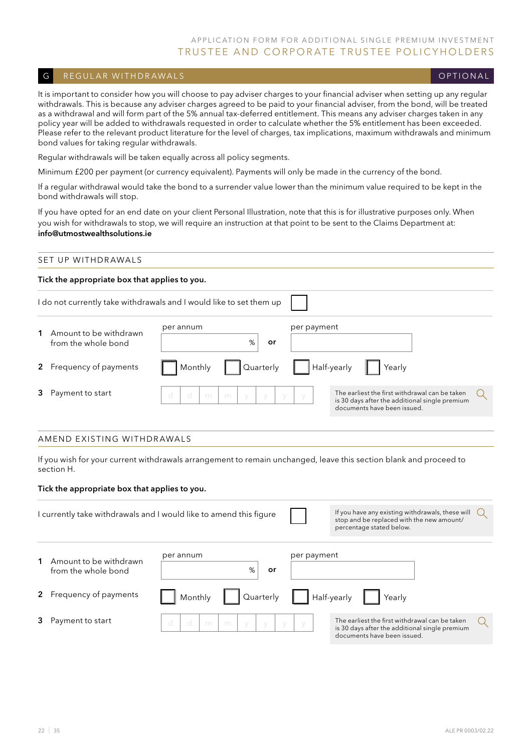## G REGULAR WITHDRAWALS — OPTIONAL

It is important to consider how you will choose to pay adviser charges to your financial adviser when setting up any regular withdrawals. This is because any adviser charges agreed to be paid to your financial adviser, from the bond, will be treated as a withdrawal and will form part of the 5% annual tax-deferred entitlement. This means any adviser charges taken in any policy year will be added to withdrawals requested in order to calculate whether the 5% entitlement has been exceeded. Please refer to the relevant product literature for the level of charges, tax implications, maximum withdrawals and minimum bond values for taking regular withdrawals.

Regular withdrawals will be taken equally across all policy segments.

Minimum £200 per payment (or currency equivalent). Payments will only be made in the currency of the bond.

If a regular withdrawal would take the bond to a surrender value lower than the minimum value required to be kept in the bond withdrawals will stop.

If you have opted for an end date on your client Personal Illustration, note that this is for illustrative purposes only. When you wish for withdrawals to stop, we will require an instruction at that point to be sent to the Claims Department at: **info@utmostwealthsolutions.ie**

### SET UP WITHDRAWALS

**Tick the appropriate box that applies to you.**

I do not currently take withdrawals and I would like to set them up ☐

1 Amount to be withdrawn from the whole bond — per annum ______ % **or** per payment ______

2 Frequency of payments ☐ Monthly ☐ Quarterly ☐ Half-yearly ☐ Yearly

3 Payment to start d d m m y y y y

The earliest the first withdrawal can be taken is 30 days after the additional single premium documents have been issued.

### AMEND EXISTING WITHDRAWALS

If you wish for your current withdrawals arrangement to remain unchanged, leave this section blank and proceed to section H.

**Tick the appropriate box that applies to you.**

I currently take withdrawals and I would like to amend this figure ☐

If you have any existing withdrawals, these will stop and be replaced with the new amount/percentage stated below.

1 Amount to be withdrawn from the whole bond — per annum ______ % **or** per payment ______

2 Frequency of payments ☐ Monthly ☐ Quarterly ☐ Half-yearly ☐ Yearly

3 Payment to start d d m m y y y y

The earliest the first withdrawal can be taken is 30 days after the additional single premium documents have been issued.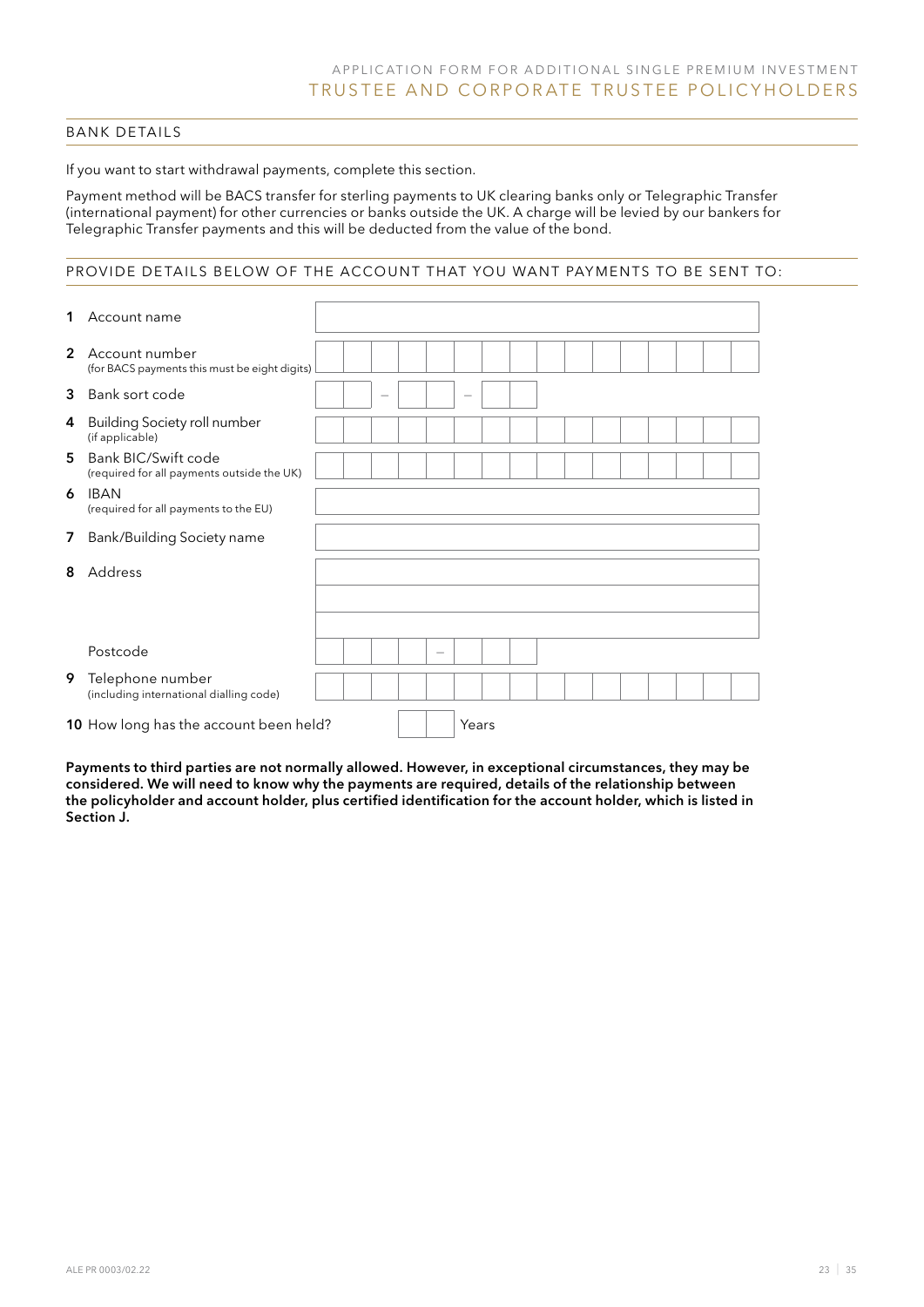## BANK DETAILS

If you want to start withdrawal payments, complete this section.

Payment method will be BACS transfer for sterling payments to UK clearing banks only or Telegraphic Transfer (international payment) for other currencies or banks outside the UK. A charge will be levied by our bankers for Telegraphic Transfer payments and this will be deducted from the value of the bond.

### PROVIDE DETAILS BELOW OF THE ACCOUNT THAT YOU WANT PAYMENTS TO BE SENT TO:

1 Account name

2 Account number
(for BACS payments this must be eight digits)

3 Bank sort code

4 Building Society roll number
(if applicable)

5 Bank BIC/Swift code
(required for all payments outside the UK)

6 IBAN
(required for all payments to the EU)

7 Bank/Building Society name

8 Address

Postcode

9 Telephone number
(including international dialling code)

10 How long has the account been held? Years

**Payments to third parties are not normally allowed. However, in exceptional circumstances, they may be considered. We will need to know why the payments are required, details of the relationship between the policyholder and account holder, plus certified identification for the account holder, which is listed in Section J.**

ALE PR 0003/02.22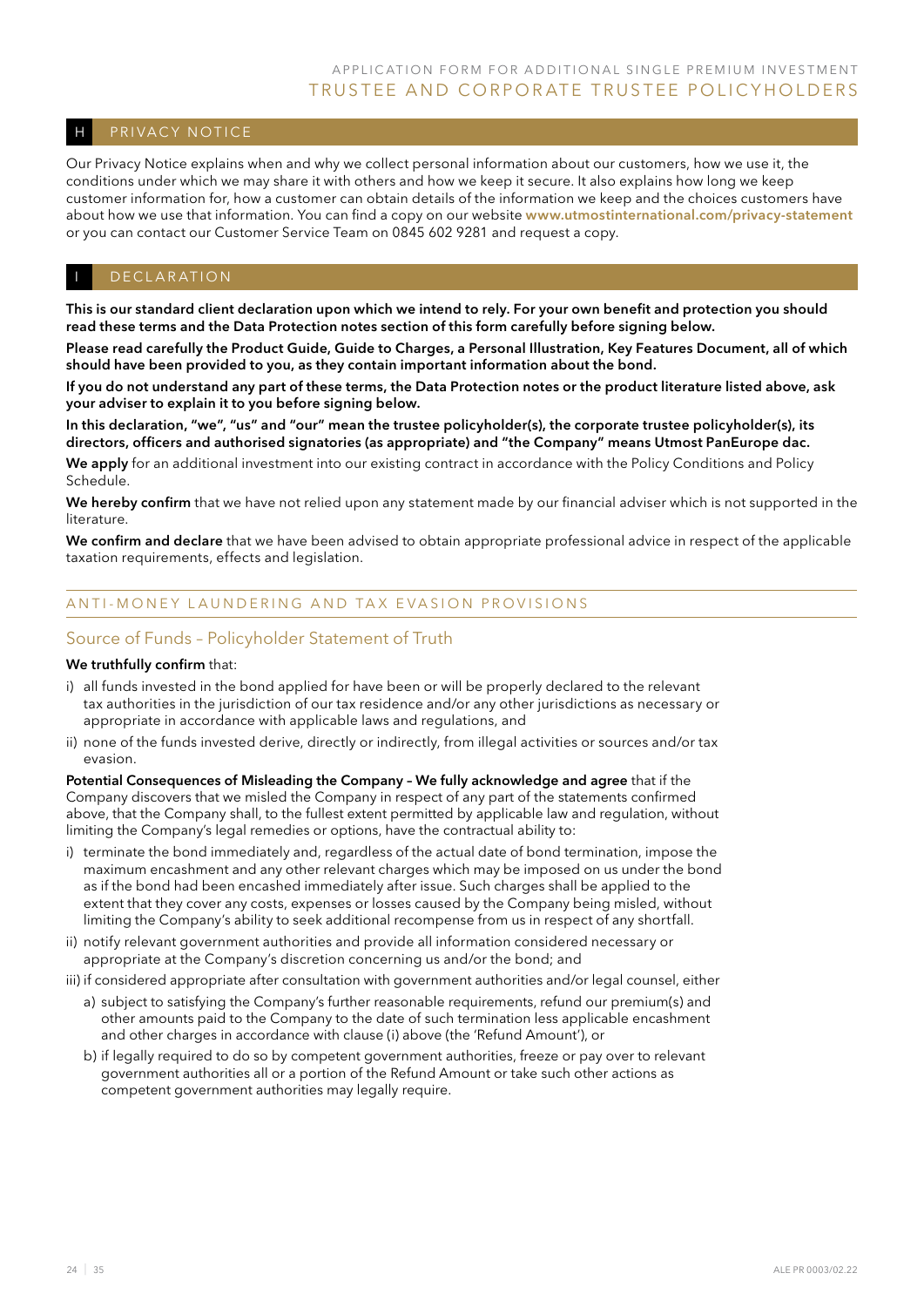## H PRIVACY NOTICE

Our Privacy Notice explains when and why we collect personal information about our customers, how we use it, the conditions under which we may share it with others and how we keep it secure. It also explains how long we keep customer information for, how a customer can obtain details of the information we keep and the choices customers have about how we use that information. You can find a copy on our website **www.utmostinternational.com/privacy-statement** or you can contact our Customer Service Team on 0845 602 9281 and request a copy.

## I DECLARATION

**This is our standard client declaration upon which we intend to rely. For your own benefit and protection you should read these terms and the Data Protection notes section of this form carefully before signing below.**

**Please read carefully the Product Guide, Guide to Charges, a Personal Illustration, Key Features Document, all of which should have been provided to you, as they contain important information about the bond.**

**If you do not understand any part of these terms, the Data Protection notes or the product literature listed above, ask your adviser to explain it to you before signing below.**

**In this declaration, "we", "us" and "our" mean the trustee policyholder(s), the corporate trustee policyholder(s), its directors, officers and authorised signatories (as appropriate) and "the Company" means Utmost PanEurope dac.**

**We apply** for an additional investment into our existing contract in accordance with the Policy Conditions and Policy Schedule.

**We hereby confirm** that we have not relied upon any statement made by our financial adviser which is not supported in the literature.

**We confirm and declare** that we have been advised to obtain appropriate professional advice in respect of the applicable taxation requirements, effects and legislation.

### ANTI-MONEY LAUNDERING AND TAX EVASION PROVISIONS

### Source of Funds – Policyholder Statement of Truth

**We truthfully confirm** that:

i) all funds invested in the bond applied for have been or will be properly declared to the relevant tax authorities in the jurisdiction of our tax residence and/or any other jurisdictions as necessary or appropriate in accordance with applicable laws and regulations, and

ii) none of the funds invested derive, directly or indirectly, from illegal activities or sources and/or tax evasion.

**Potential Consequences of Misleading the Company – We fully acknowledge and agree** that if the Company discovers that we misled the Company in respect of any part of the statements confirmed above, that the Company shall, to the fullest extent permitted by applicable law and regulation, without limiting the Company's legal remedies or options, have the contractual ability to:

i) terminate the bond immediately and, regardless of the actual date of bond termination, impose the maximum encashment and any other relevant charges which may be imposed on us under the bond as if the bond had been encashed immediately after issue. Such charges shall be applied to the extent that they cover any costs, expenses or losses caused by the Company being misled, without limiting the Company's ability to seek additional recompense from us in respect of any shortfall.

ii) notify relevant government authorities and provide all information considered necessary or appropriate at the Company's discretion concerning us and/or the bond; and

iii) if considered appropriate after consultation with government authorities and/or legal counsel, either

  a) subject to satisfying the Company's further reasonable requirements, refund our premium(s) and other amounts paid to the Company to the date of such termination less applicable encashment and other charges in accordance with clause (i) above (the 'Refund Amount'), or

  b) if legally required to do so by competent government authorities, freeze or pay over to relevant government authorities all or a portion of the Refund Amount or take such other actions as competent government authorities may legally require.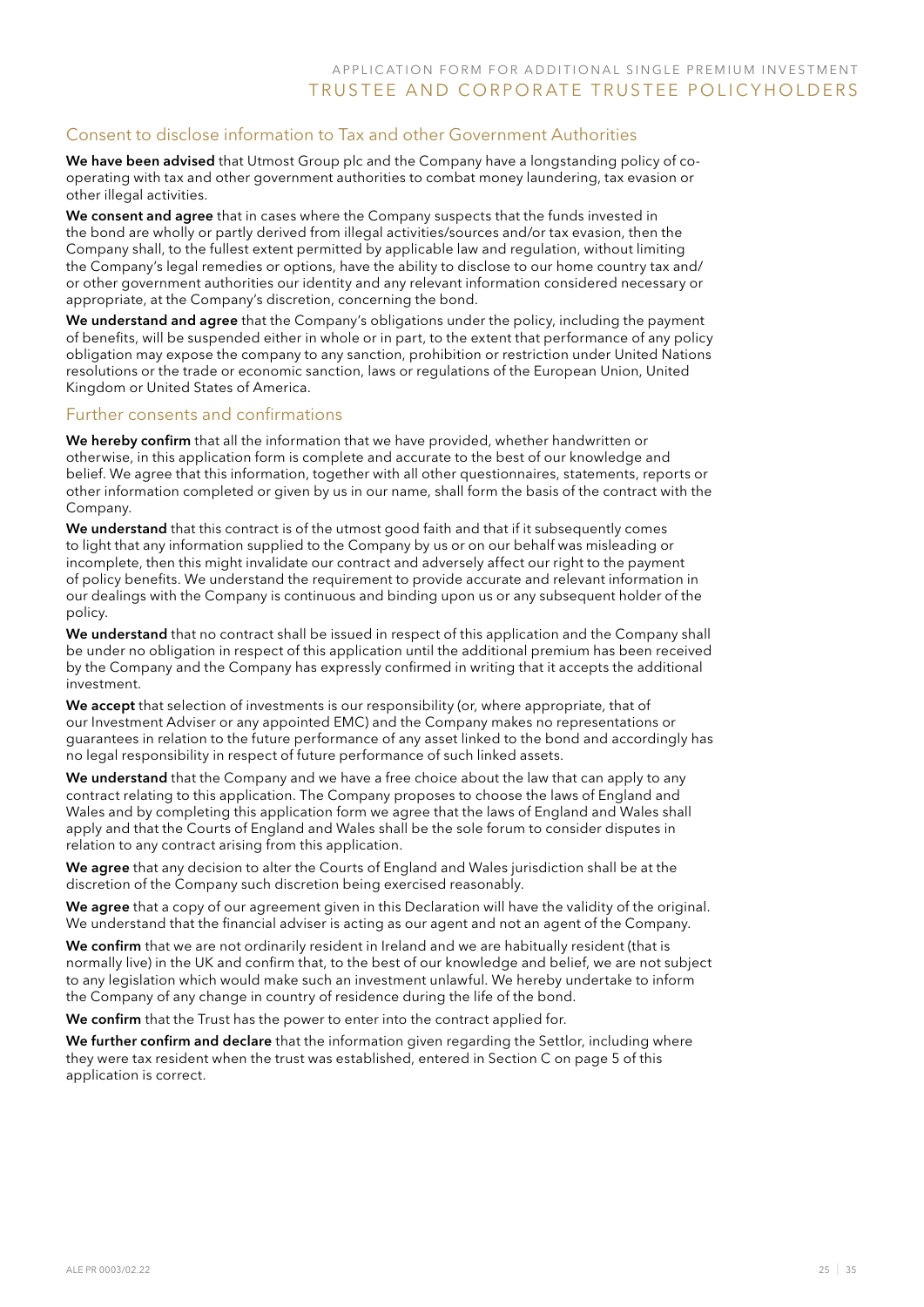## Consent to disclose information to Tax and other Government Authorities

**We have been advised** that Utmost Group plc and the Company have a longstanding policy of co-operating with tax and other government authorities to combat money laundering, tax evasion or other illegal activities.

**We consent and agree** that in cases where the Company suspects that the funds invested in the bond are wholly or partly derived from illegal activities/sources and/or tax evasion, then the Company shall, to the fullest extent permitted by applicable law and regulation, without limiting the Company's legal remedies or options, have the ability to disclose to our home country tax and/or other government authorities our identity and any relevant information considered necessary or appropriate, at the Company's discretion, concerning the bond.

**We understand and agree** that the Company's obligations under the policy, including the payment of benefits, will be suspended either in whole or in part, to the extent that performance of any policy obligation may expose the company to any sanction, prohibition or restriction under United Nations resolutions or the trade or economic sanction, laws or regulations of the European Union, United Kingdom or United States of America.

## Further consents and confirmations

**We hereby confirm** that all the information that we have provided, whether handwritten or otherwise, in this application form is complete and accurate to the best of our knowledge and belief. We agree that this information, together with all other questionnaires, statements, reports or other information completed or given by us in our name, shall form the basis of the contract with the Company.

**We understand** that this contract is of the utmost good faith and that if it subsequently comes to light that any information supplied to the Company by us or on our behalf was misleading or incomplete, then this might invalidate our contract and adversely affect our right to the payment of policy benefits. We understand the requirement to provide accurate and relevant information in our dealings with the Company is continuous and binding upon us or any subsequent holder of the policy.

**We understand** that no contract shall be issued in respect of this application and the Company shall be under no obligation in respect of this application until the additional premium has been received by the Company and the Company has expressly confirmed in writing that it accepts the additional investment.

**We accept** that selection of investments is our responsibility (or, where appropriate, that of our Investment Adviser or any appointed EMC) and the Company makes no representations or guarantees in relation to the future performance of any asset linked to the bond and accordingly has no legal responsibility in respect of future performance of such linked assets.

**We understand** that the Company and we have a free choice about the law that can apply to any contract relating to this application. The Company proposes to choose the laws of England and Wales and by completing this application form we agree that the laws of England and Wales shall apply and that the Courts of England and Wales shall be the sole forum to consider disputes in relation to any contract arising from this application.

**We agree** that any decision to alter the Courts of England and Wales jurisdiction shall be at the discretion of the Company such discretion being exercised reasonably.

**We agree** that a copy of our agreement given in this Declaration will have the validity of the original. We understand that the financial adviser is acting as our agent and not an agent of the Company.

**We confirm** that we are not ordinarily resident in Ireland and we are habitually resident (that is normally live) in the UK and confirm that, to the best of our knowledge and belief, we are not subject to any legislation which would make such an investment unlawful. We hereby undertake to inform the Company of any change in country of residence during the life of the bond.

**We confirm** that the Trust has the power to enter into the contract applied for.

**We further confirm and declare** that the information given regarding the Settlor, including where they were tax resident when the trust was established, entered in Section C on page 5 of this application is correct.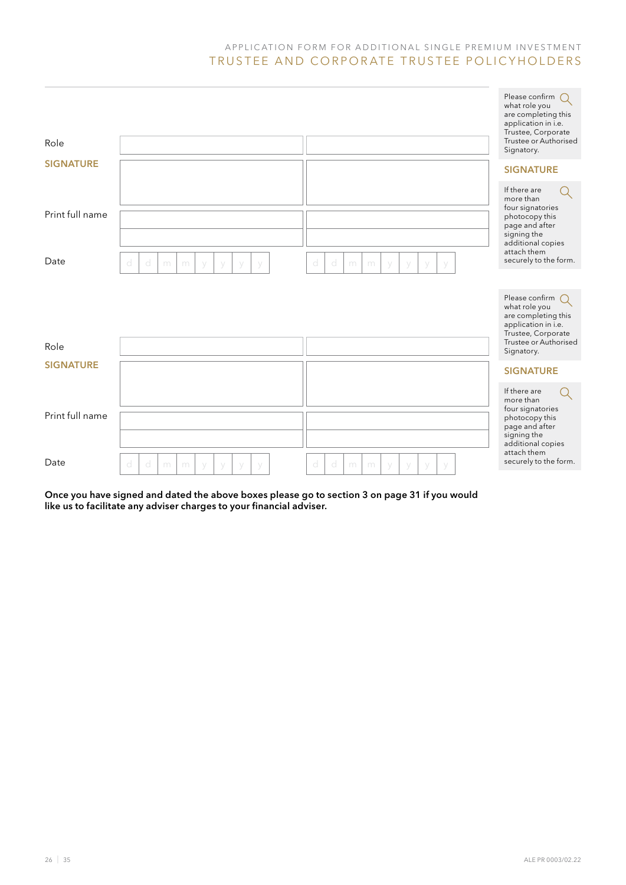APPLICATION FORM FOR ADDITIONAL SINGLE PREMIUM INVESTMENT

# TRUSTEE AND CORPORATE TRUSTEE POLICYHOLDERS

| | | |
|---|---|---|
| Role | | |
| **SIGNATURE** | | |
| Print full name | | |
| | | |
| Date | d d m m y y y y | d d m m y y y y |

Please confirm what role you are completing this application in i.e. Trustee, Corporate Trustee or Authorised Signatory.

**SIGNATURE**

If there are more than four signatories photocopy this page and after signing the additional copies attach them securely to the form.

| | | |
|---|---|---|
| Role | | |
| **SIGNATURE** | | |
| Print full name | | |
| | | |
| Date | d d m m y y y y | d d m m y y y y |

Please confirm what role you are completing this application in i.e. Trustee, Corporate Trustee or Authorised Signatory.

**SIGNATURE**

If there are more than four signatories photocopy this page and after signing the additional copies attach them securely to the form.

**Once you have signed and dated the above boxes please go to section 3 on page 31 if you would like us to facilitate any adviser charges to your financial adviser.**

ALE PR 0003/02.22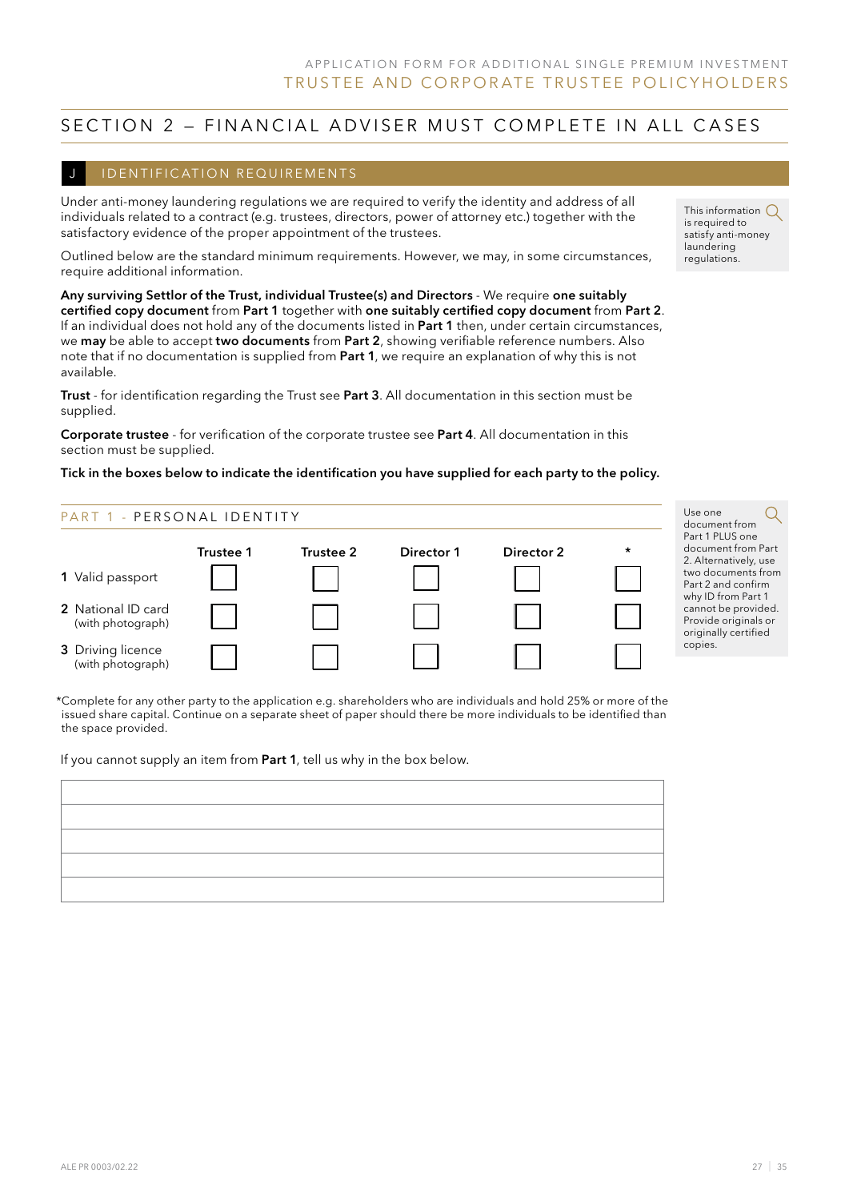# SECTION 2 – FINANCIAL ADVISER MUST COMPLETE IN ALL CASES

## J IDENTIFICATION REQUIREMENTS

Under anti-money laundering regulations we are required to verify the identity and address of all individuals related to a contract (e.g. trustees, directors, power of attorney etc.) together with the satisfactory evidence of the proper appointment of the trustees.

Outlined below are the standard minimum requirements. However, we may, in some circumstances, require additional information.

This information is required to satisfy anti-money laundering regulations.

**Any surviving Settlor of the Trust, individual Trustee(s) and Directors** - We require **one suitably certified copy document** from **Part 1** together with **one suitably certified copy document** from **Part 2**. If an individual does not hold any of the documents listed in **Part 1** then, under certain circumstances, we **may** be able to accept **two documents** from **Part 2**, showing verifiable reference numbers. Also note that if no documentation is supplied from **Part 1**, we require an explanation of why this is not available.

**Trust** - for identification regarding the Trust see **Part 3**. All documentation in this section must be supplied.

**Corporate trustee** - for verification of the corporate trustee see **Part 4**. All documentation in this section must be supplied.

**Tick in the boxes below to indicate the identification you have supplied for each party to the policy.**

### PART 1 - PERSONAL IDENTITY

Use one document from Part 1 PLUS one document from Part 2. Alternatively, use two documents from Part 2 and confirm why ID from Part 1 cannot be provided. Provide originals or originally certified copies.

| | Trustee 1 | Trustee 2 | Director 1 | Director 2 | * |
|---|---|---|---|---|---|
| **1** Valid passport | ☐ | ☐ | ☐ | ☐ | ☐ |
| **2** National ID card (with photograph) | ☐ | ☐ | ☐ | ☐ | ☐ |
| **3** Driving licence (with photograph) | ☐ | ☐ | ☐ | ☐ | ☐ |

*Complete for any other party to the application e.g. shareholders who are individuals and hold 25% or more of the issued share capital. Continue on a separate sheet of paper should there be more individuals to be identified than the space provided.

If you cannot supply an item from **Part 1**, tell us why in the box below.

| |
|---|
| |
| |
| |
| |
| |

ALE PR 0003/02.22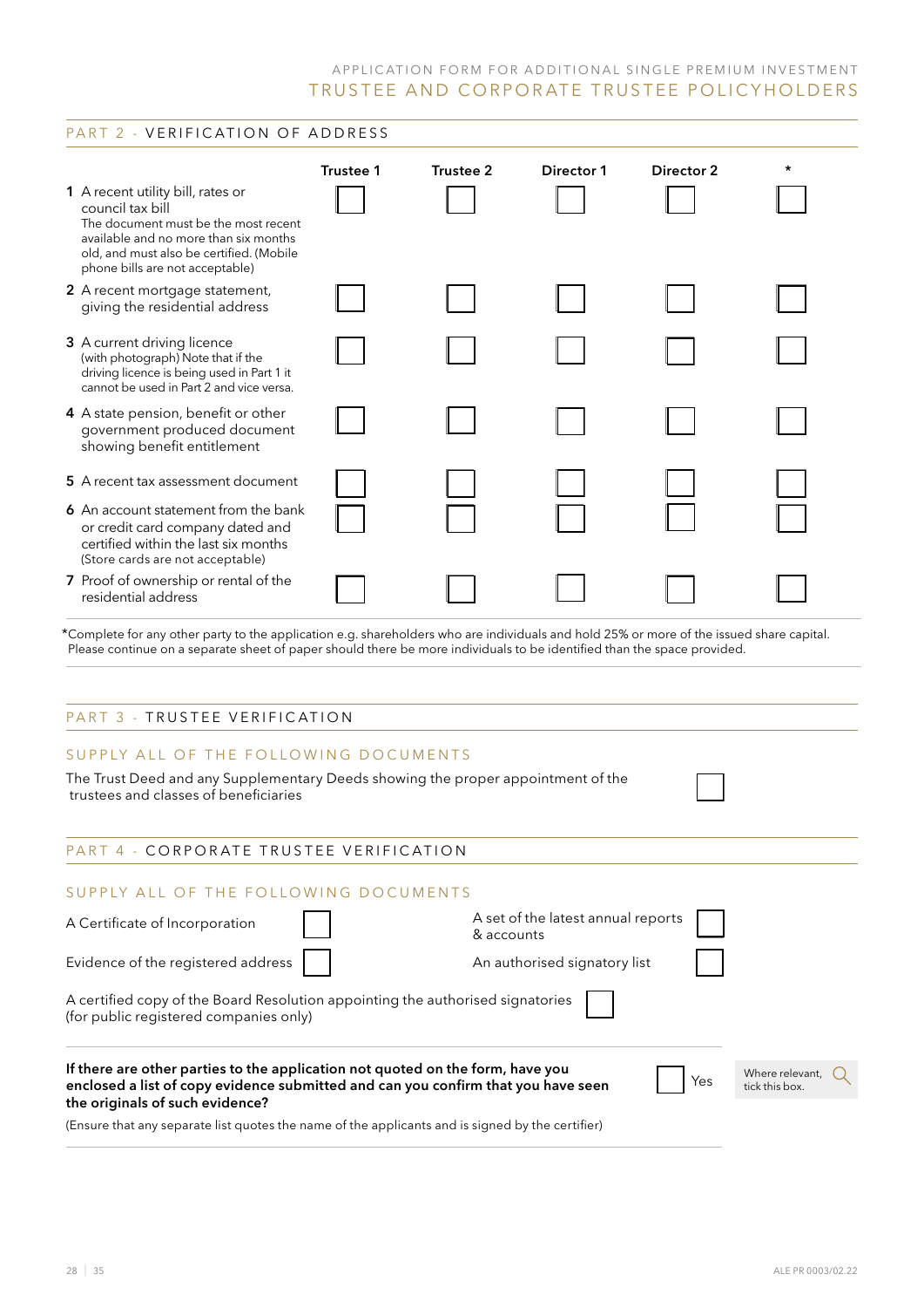## PART 2 - VERIFICATION OF ADDRESS

| | Trustee 1 | Trustee 2 | Director 1 | Director 2 | * |
|---|---|---|---|---|---|
| **1** A recent utility bill, rates or council tax bill<br>The document must be the most recent available and no more than six months old, and must also be certified. (Mobile phone bills are not acceptable) | ☐ | ☐ | ☐ | ☐ | ☐ |
| **2** A recent mortgage statement, giving the residential address | ☐ | ☐ | ☐ | ☐ | ☐ |
| **3** A current driving licence (with photograph) Note that if the driving licence is being used in Part 1 it cannot be used in Part 2 and vice versa. | ☐ | ☐ | ☐ | ☐ | ☐ |
| **4** A state pension, benefit or other government produced document showing benefit entitlement | ☐ | ☐ | ☐ | ☐ | ☐ |
| **5** A recent tax assessment document | ☐ | ☐ | ☐ | ☐ | ☐ |
| **6** An account statement from the bank or credit card company dated and certified within the last six months (Store cards are not acceptable) | ☐ | ☐ | ☐ | ☐ | ☐ |
| **7** Proof of ownership or rental of the residential address | ☐ | ☐ | ☐ | ☐ | ☐ |

*Complete for any other party to the application e.g. shareholders who are individuals and hold 25% or more of the issued share capital. Please continue on a separate sheet of paper should there be more individuals to be identified than the space provided.

## PART 3 - TRUSTEE VERIFICATION

### SUPPLY ALL OF THE FOLLOWING DOCUMENTS

The Trust Deed and any Supplementary Deeds showing the proper appointment of the trustees and classes of beneficiaries ☐

## PART 4 - CORPORATE TRUSTEE VERIFICATION

### SUPPLY ALL OF THE FOLLOWING DOCUMENTS

A Certificate of Incorporation ☐

A set of the latest annual reports & accounts ☐

Evidence of the registered address ☐

An authorised signatory list ☐

A certified copy of the Board Resolution appointing the authorised signatories (for public registered companies only) ☐

**If there are other parties to the application not quoted on the form, have you enclosed a list of copy evidence submitted and can you confirm that you have seen the originals of such evidence?** ☐ Yes

Where relevant, tick this box.

(Ensure that any separate list quotes the name of the applicants and is signed by the certifier)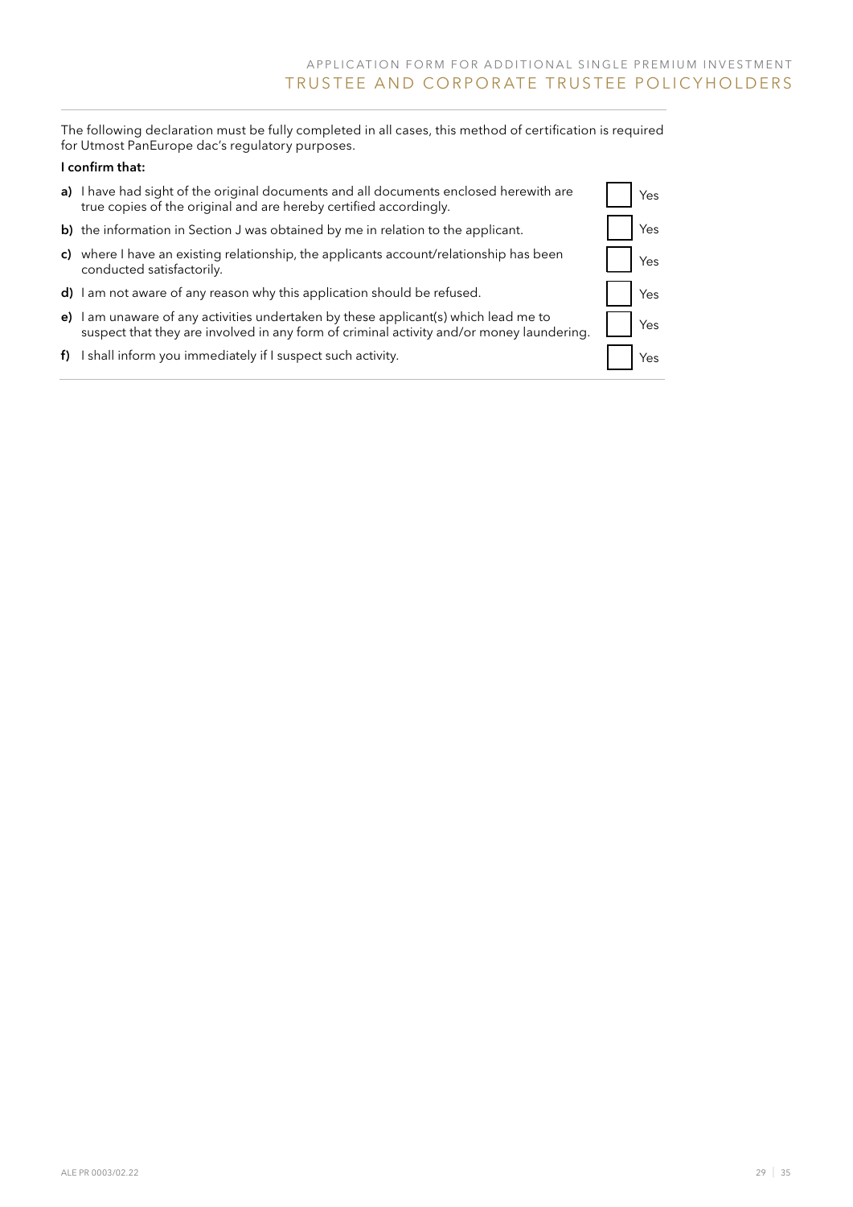The following declaration must be fully completed in all cases, this method of certification is required for Utmost PanEurope dac's regulatory purposes.

**I confirm that:**

**a)** I have had sight of the original documents and all documents enclosed herewith are true copies of the original and are hereby certified accordingly. ☐ Yes

**b)** the information in Section J was obtained by me in relation to the applicant. ☐ Yes

**c)** where I have an existing relationship, the applicants account/relationship has been conducted satisfactorily. ☐ Yes

**d)** I am not aware of any reason why this application should be refused. ☐ Yes

**e)** I am unaware of any activities undertaken by these applicant(s) which lead me to suspect that they are involved in any form of criminal activity and/or money laundering. ☐ Yes

**f)** I shall inform you immediately if I suspect such activity. ☐ Yes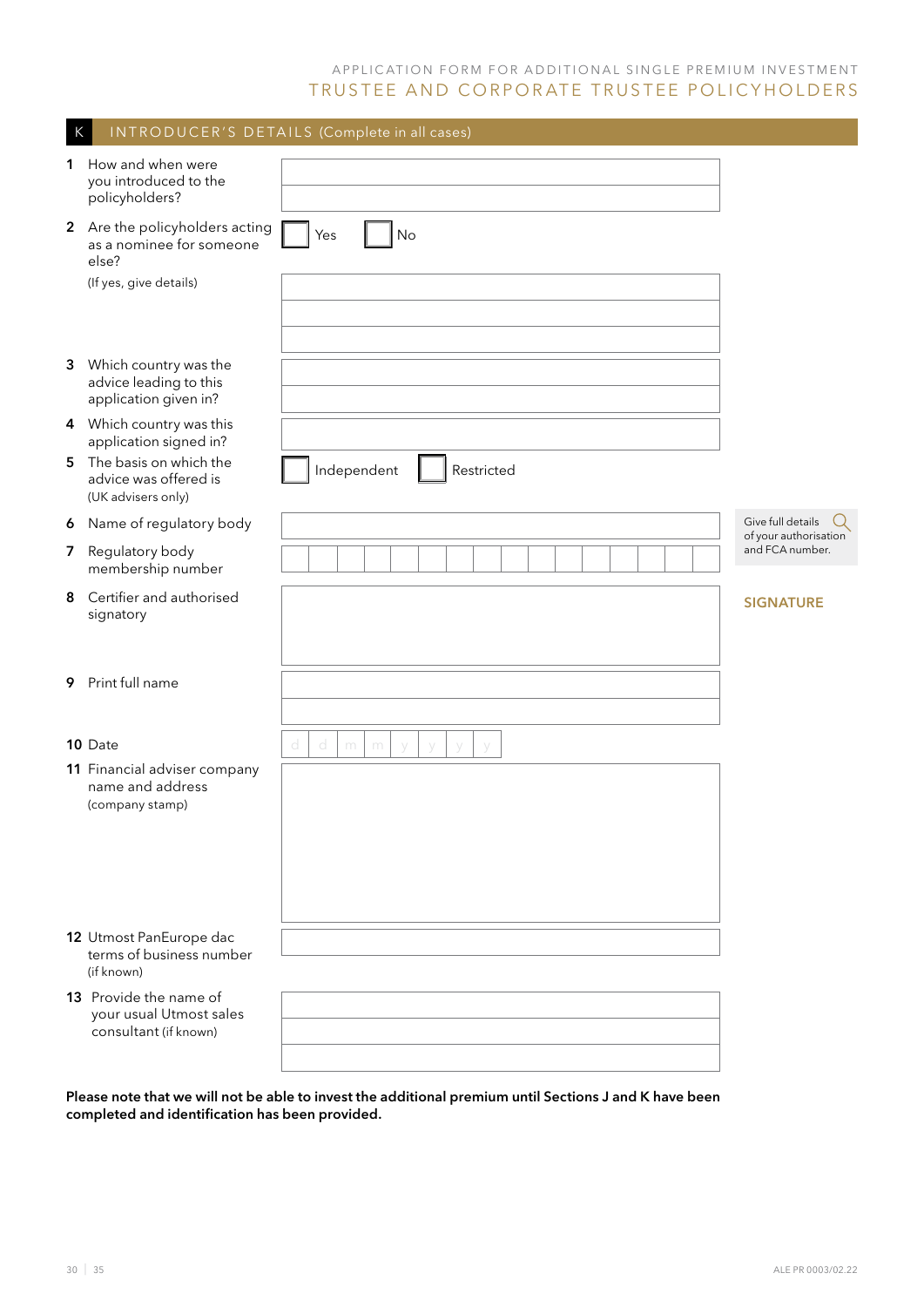APPLICATION FORM FOR ADDITIONAL SINGLE PREMIUM INVESTMENT

TRUSTEE AND CORPORATE TRUSTEE POLICYHOLDERS

## K INTRODUCER'S DETAILS (Complete in all cases)

**1** How and when were you introduced to the policyholders?

**2** Are the policyholders acting as a nominee for someone else?

☐ Yes ☐ No

(If yes, give details)

**3** Which country was the advice leading to this application given in?

**4** Which country was this application signed in?

**5** The basis on which the advice was offered is (UK advisers only)

☐ Independent ☐ Restricted

**6** Name of regulatory body

**7** Regulatory body membership number

Give full details of your authorisation and FCA number.

**8** Certifier and authorised signatory

**SIGNATURE**

**9** Print full name

**10** Date

d d m m y y y y

**11** Financial adviser company name and address (company stamp)

**12** Utmost PanEurope dac terms of business number (if known)

**13** Provide the name of your usual Utmost sales consultant (if known)

**Please note that we will not be able to invest the additional premium until Sections J and K have been completed and identification has been provided.**

ALE PR 0003/02.22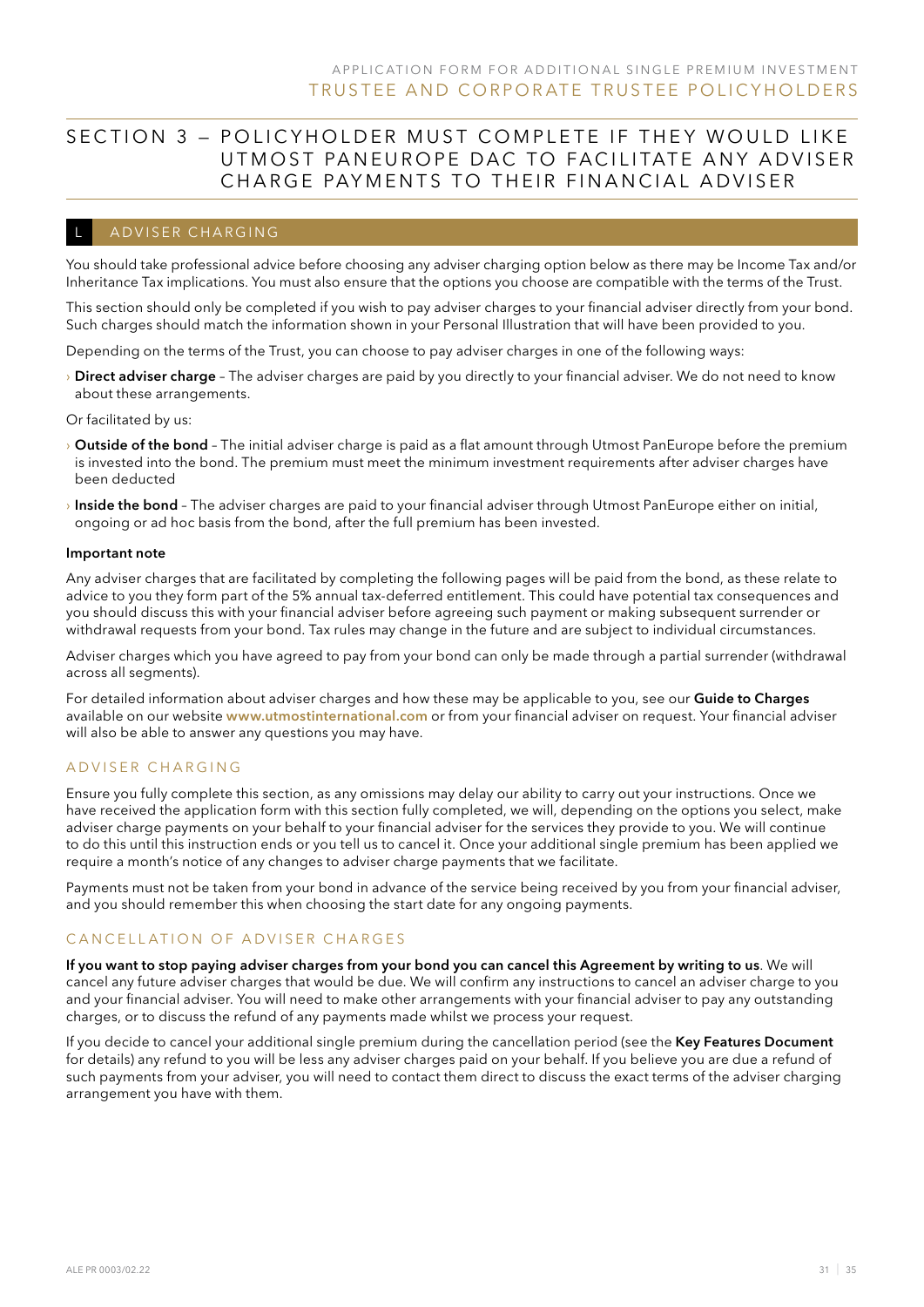# SECTION 3 – POLICYHOLDER MUST COMPLETE IF THEY WOULD LIKE UTMOST PANEUROPE DAC TO FACILITATE ANY ADVISER CHARGE PAYMENTS TO THEIR FINANCIAL ADVISER

## L ADVISER CHARGING

You should take professional advice before choosing any adviser charging option below as there may be Income Tax and/or Inheritance Tax implications. You must also ensure that the options you choose are compatible with the terms of the Trust.

This section should only be completed if you wish to pay adviser charges to your financial adviser directly from your bond. Such charges should match the information shown in your Personal Illustration that will have been provided to you.

Depending on the terms of the Trust, you can choose to pay adviser charges in one of the following ways:

› **Direct adviser charge** – The adviser charges are paid by you directly to your financial adviser. We do not need to know about these arrangements.

Or facilitated by us:

› **Outside of the bond** – The initial adviser charge is paid as a flat amount through Utmost PanEurope before the premium is invested into the bond. The premium must meet the minimum investment requirements after adviser charges have been deducted

› **Inside the bond** – The adviser charges are paid to your financial adviser through Utmost PanEurope either on initial, ongoing or ad hoc basis from the bond, after the full premium has been invested.

**Important note**

Any adviser charges that are facilitated by completing the following pages will be paid from the bond, as these relate to advice to you they form part of the 5% annual tax-deferred entitlement. This could have potential tax consequences and you should discuss this with your financial adviser before agreeing such payment or making subsequent surrender or withdrawal requests from your bond. Tax rules may change in the future and are subject to individual circumstances.

Adviser charges which you have agreed to pay from your bond can only be made through a partial surrender (withdrawal across all segments).

For detailed information about adviser charges and how these may be applicable to you, see our **Guide to Charges** available on our website **www.utmostinternational.com** or from your financial adviser on request. Your financial adviser will also be able to answer any questions you may have.

### ADVISER CHARGING

Ensure you fully complete this section, as any omissions may delay our ability to carry out your instructions. Once we have received the application form with this section fully completed, we will, depending on the options you select, make adviser charge payments on your behalf to your financial adviser for the services they provide to you. We will continue to do this until this instruction ends or you tell us to cancel it. Once your additional single premium has been applied we require a month's notice of any changes to adviser charge payments that we facilitate.

Payments must not be taken from your bond in advance of the service being received by you from your financial adviser, and you should remember this when choosing the start date for any ongoing payments.

### CANCELLATION OF ADVISER CHARGES

**If you want to stop paying adviser charges from your bond you can cancel this Agreement by writing to us**. We will cancel any future adviser charges that would be due. We will confirm any instructions to cancel an adviser charge to you and your financial adviser. You will need to make other arrangements with your financial adviser to pay any outstanding charges, or to discuss the refund of any payments made whilst we process your request.

If you decide to cancel your additional single premium during the cancellation period (see the **Key Features Document** for details) any refund to you will be less any adviser charges paid on your behalf. If you believe you are due a refund of such payments from your adviser, you will need to contact them direct to discuss the exact terms of the adviser charging arrangement you have with them.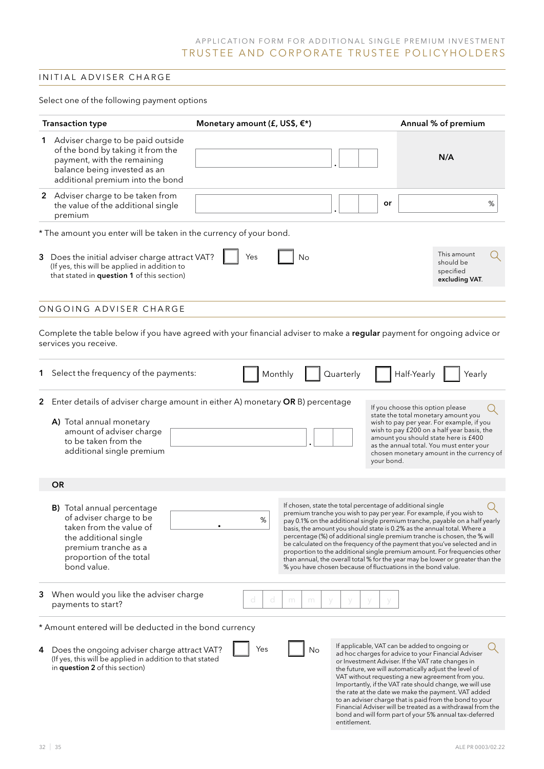APPLICATION FORM FOR ADDITIONAL SINGLE PREMIUM INVESTMENT
TRUSTEE AND CORPORATE TRUSTEE POLICYHOLDERS

## INITIAL ADVISER CHARGE

Select one of the following payment options

| Transaction type | Monetary amount (£, US$, €*) | | Annual % of premium |
|---|---|---|---|
| 1 Adviser charge to be paid outside of the bond by taking it from the payment, with the remaining balance being invested as an additional premium into the bond | . | | N/A |
| 2 Adviser charge to be taken from the value of the additional single premium | . | or | % |

* The amount you enter will be taken in the currency of your bond.

3 Does the initial adviser charge attract VAT? ☐ Yes ☐ No
(If yes, this will be applied in addition to that stated in **question 1** of this section)

This amount should be specified **excluding VAT**.

## ONGOING ADVISER CHARGE

Complete the table below if you have agreed with your financial adviser to make a **regular** payment for ongoing advice or services you receive.

1 Select the frequency of the payments: ☐ Monthly ☐ Quarterly ☐ Half-Yearly ☐ Yearly

2 Enter details of adviser charge amount in either A) monetary **OR** B) percentage

**A)** Total annual monetary amount of adviser charge to be taken from the additional single premium &nbsp; ______ . ____

If you choose this option please state the total monetary amount you wish to pay per year. For example, if you wish to pay £200 on a half year basis, the amount you should state here is £400 as the annual total. You must enter your chosen monetary amount in the currency of your bond.

**OR**

**B)** Total annual percentage of adviser charge to be taken from the value of the additional single premium tranche as a proportion of the total bond value. &nbsp; ____ . ____ %

If chosen, state the total percentage of additional single premium tranche you wish to pay per year. For example, if you wish to pay 0.1% on the additional single premium tranche, payable on a half yearly basis, the amount you should state is 0.2% as the annual total. Where a percentage (%) of additional single premium tranche is chosen, the % will be calculated on the frequency of the payment that you've selected and in proportion to the additional single premium amount. For frequencies other than annual, the overall total % for the year may be lower or greater than the % you have chosen because of fluctuations in the bond value.

3 When would you like the adviser charge payments to start? d d m m y y y y

* Amount entered will be deducted in the bond currency

4 Does the ongoing adviser charge attract VAT? ☐ Yes ☐ No
(If yes, this will be applied in addition to that stated in **question 2** of this section)

If applicable, VAT can be added to ongoing or ad hoc charges for advice to your Financial Adviser or Investment Adviser. If the VAT rate changes in the future, we will automatically adjust the level of VAT without requesting a new agreement from you. Importantly, if the VAT rate should change, we will use the rate at the date we make the payment. VAT added to an adviser charge that is paid from the bond to your Financial Adviser will be treated as a withdrawal from the bond and will form part of your 5% annual tax-deferred entitlement.

ALE PR 0003/02.22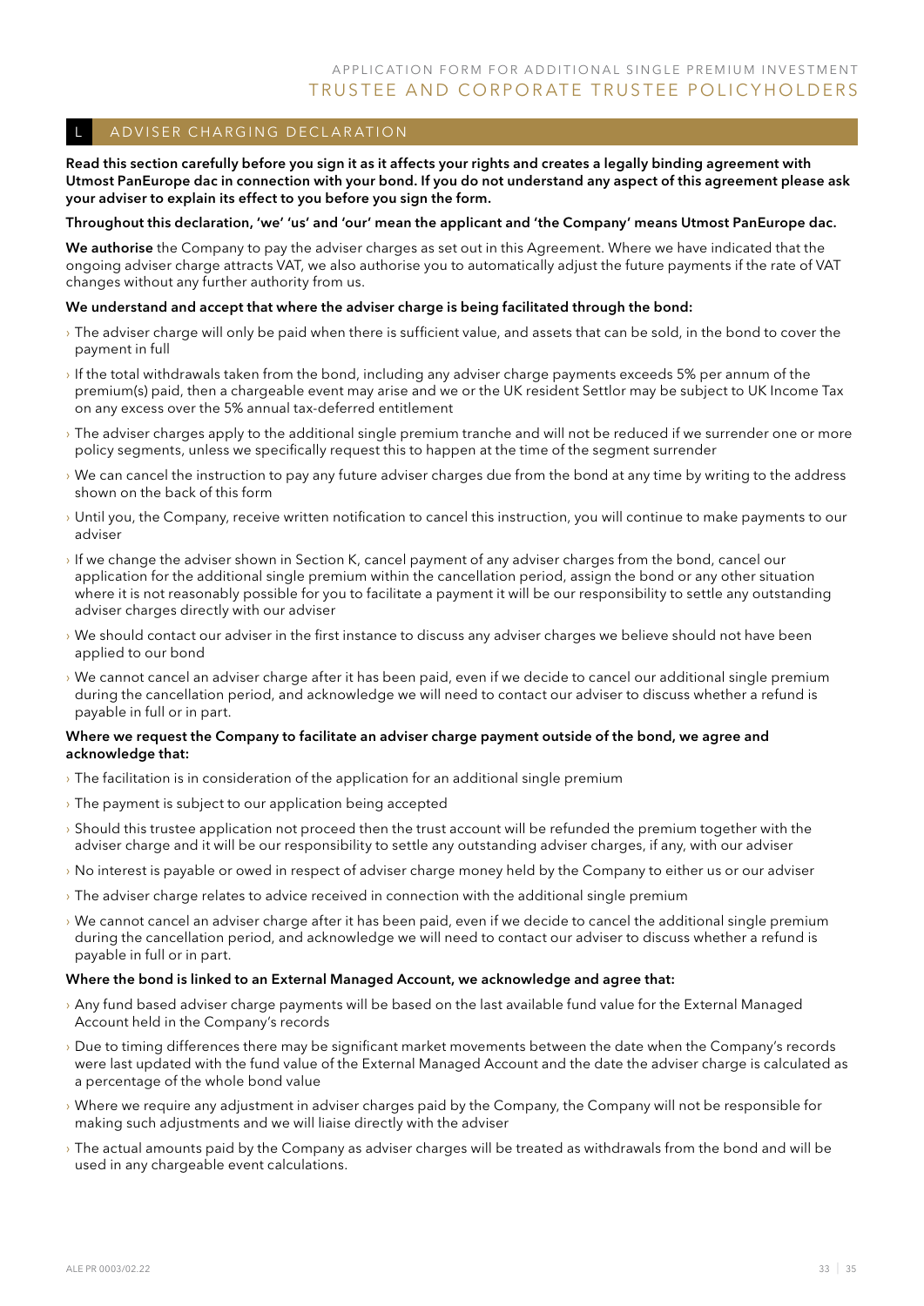## L ADVISER CHARGING DECLARATION

**Read this section carefully before you sign it as it affects your rights and creates a legally binding agreement with Utmost PanEurope dac in connection with your bond. If you do not understand any aspect of this agreement please ask your adviser to explain its effect to you before you sign the form.**

**Throughout this declaration, 'we' 'us' and 'our' mean the applicant and 'the Company' means Utmost PanEurope dac.**

**We authorise** the Company to pay the adviser charges as set out in this Agreement. Where we have indicated that the ongoing adviser charge attracts VAT, we also authorise you to automatically adjust the future payments if the rate of VAT changes without any further authority from us.

**We understand and accept that where the adviser charge is being facilitated through the bond:**

- The adviser charge will only be paid when there is sufficient value, and assets that can be sold, in the bond to cover the payment in full
- If the total withdrawals taken from the bond, including any adviser charge payments exceeds 5% per annum of the premium(s) paid, then a chargeable event may arise and we or the UK resident Settlor may be subject to UK Income Tax on any excess over the 5% annual tax-deferred entitlement
- The adviser charges apply to the additional single premium tranche and will not be reduced if we surrender one or more policy segments, unless we specifically request this to happen at the time of the segment surrender
- We can cancel the instruction to pay any future adviser charges due from the bond at any time by writing to the address shown on the back of this form
- Until you, the Company, receive written notification to cancel this instruction, you will continue to make payments to our adviser
- If we change the adviser shown in Section K, cancel payment of any adviser charges from the bond, cancel our application for the additional single premium within the cancellation period, assign the bond or any other situation where it is not reasonably possible for you to facilitate a payment it will be our responsibility to settle any outstanding adviser charges directly with our adviser
- We should contact our adviser in the first instance to discuss any adviser charges we believe should not have been applied to our bond
- We cannot cancel an adviser charge after it has been paid, even if we decide to cancel our additional single premium during the cancellation period, and acknowledge we will need to contact our adviser to discuss whether a refund is payable in full or in part.

**Where we request the Company to facilitate an adviser charge payment outside of the bond, we agree and acknowledge that:**

- The facilitation is in consideration of the application for an additional single premium
- The payment is subject to our application being accepted
- Should this trustee application not proceed then the trust account will be refunded the premium together with the adviser charge and it will be our responsibility to settle any outstanding adviser charges, if any, with our adviser
- No interest is payable or owed in respect of adviser charge money held by the Company to either us or our adviser
- The adviser charge relates to advice received in connection with the additional single premium
- We cannot cancel an adviser charge after it has been paid, even if we decide to cancel the additional single premium during the cancellation period, and acknowledge we will need to contact our adviser to discuss whether a refund is payable in full or in part.

**Where the bond is linked to an External Managed Account, we acknowledge and agree that:**

- Any fund based adviser charge payments will be based on the last available fund value for the External Managed Account held in the Company's records
- Due to timing differences there may be significant market movements between the date when the Company's records were last updated with the fund value of the External Managed Account and the date the adviser charge is calculated as a percentage of the whole bond value
- Where we require any adjustment in adviser charges paid by the Company, the Company will not be responsible for making such adjustments and we will liaise directly with the adviser
- The actual amounts paid by the Company as adviser charges will be treated as withdrawals from the bond and will be used in any chargeable event calculations.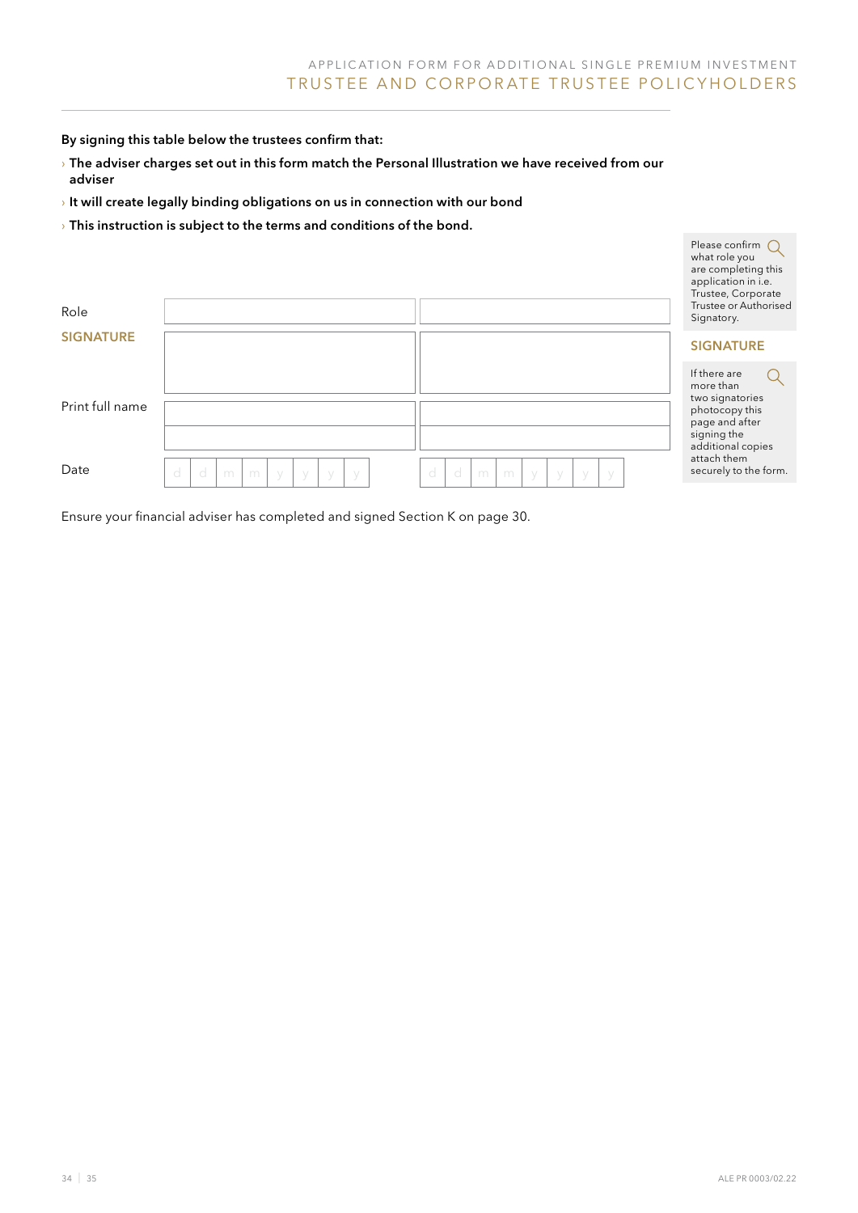**By signing this table below the trustees confirm that:**

- **The adviser charges set out in this form match the Personal Illustration we have received from our adviser**
- **It will create legally binding obligations on us in connection with our bond**
- **This instruction is subject to the terms and conditions of the bond.**

| | | |
|---|---|---|
| Role | | |
| **SIGNATURE** | | |
| Print full name | | |
| | | |
| Date | d d m m y y y y | d d m m y y y y |

Please confirm what role you are completing this application in i.e. Trustee, Corporate Trustee or Authorised Signatory.

**SIGNATURE**

If there are more than two signatories photocopy this page and after signing the additional copies attach them securely to the form.

Ensure your financial adviser has completed and signed Section K on page 30.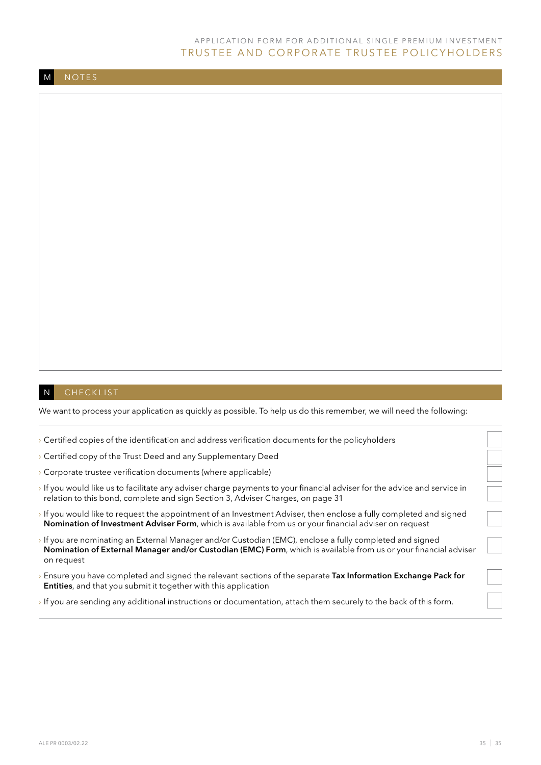## M NOTES

## N CHECKLIST

We want to process your application as quickly as possible. To help us do this remember, we will need the following:

- › Certified copies of the identification and address verification documents for the policyholders ☐
- › Certified copy of the Trust Deed and any Supplementary Deed ☐
- › Corporate trustee verification documents (where applicable) ☐
- › If you would like us to facilitate any adviser charge payments to your financial adviser for the advice and service in relation to this bond, complete and sign Section 3, Adviser Charges, on page 31 ☐
- › If you would like to request the appointment of an Investment Adviser, then enclose a fully completed and signed **Nomination of Investment Adviser Form**, which is available from us or your financial adviser on request ☐
- › If you are nominating an External Manager and/or Custodian (EMC), enclose a fully completed and signed **Nomination of External Manager and/or Custodian (EMC) Form**, which is available from us or your financial adviser on request ☐
- › Ensure you have completed and signed the relevant sections of the separate **Tax Information Exchange Pack for Entities**, and that you submit it together with this application ☐
- › If you are sending any additional instructions or documentation, attach them securely to the back of this form. ☐

ALE PR 0003/02.22